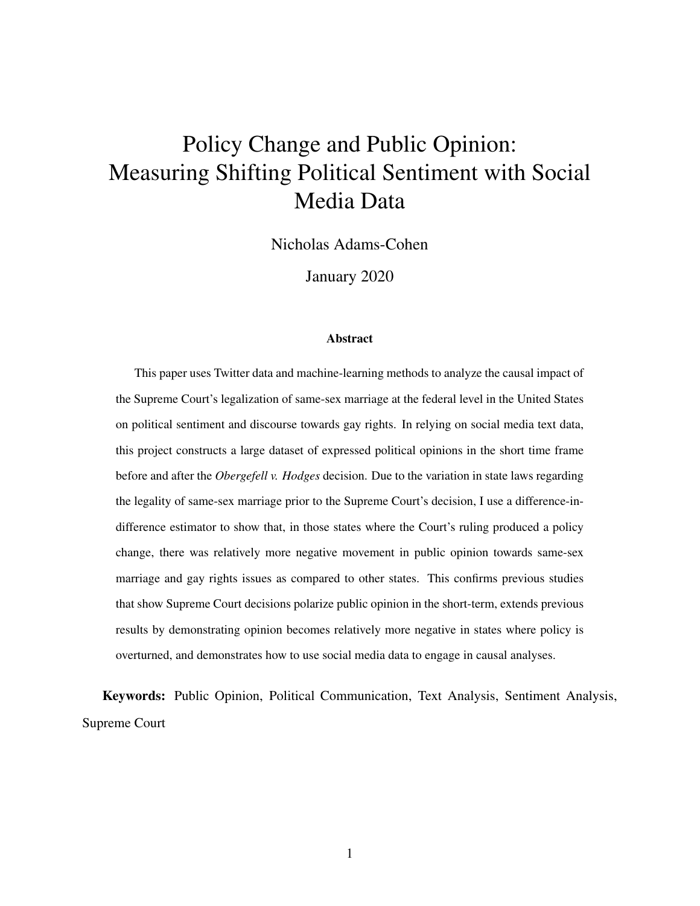# Policy Change and Public Opinion: Measuring Shifting Political Sentiment with Social Media Data

Nicholas Adams-Cohen

January 2020

### Abstract

This paper uses Twitter data and machine-learning methods to analyze the causal impact of the Supreme Court's legalization of same-sex marriage at the federal level in the United States on political sentiment and discourse towards gay rights. In relying on social media text data, this project constructs a large dataset of expressed political opinions in the short time frame before and after the *Obergefell v. Hodges* decision. Due to the variation in state laws regarding the legality of same-sex marriage prior to the Supreme Court's decision, I use a difference-in-difference estimator to show that, in those states where the Court's ruling produced a policy change, there was relatively more negative movement in public opinion towards same-sex marriage and gay rights issues as compared to other states. This confirms previous studies that show Supreme Court decisions polarize public opinion in the short-term, extends previous results by demonstrating opinion becomes relatively more negative in states where policy is overturned, and demonstrates how to use social media data to engage in causal analyses.

**Keywords:** Public Opinion, Political Communication, Text Analysis, Sentiment Analysis, Supreme Court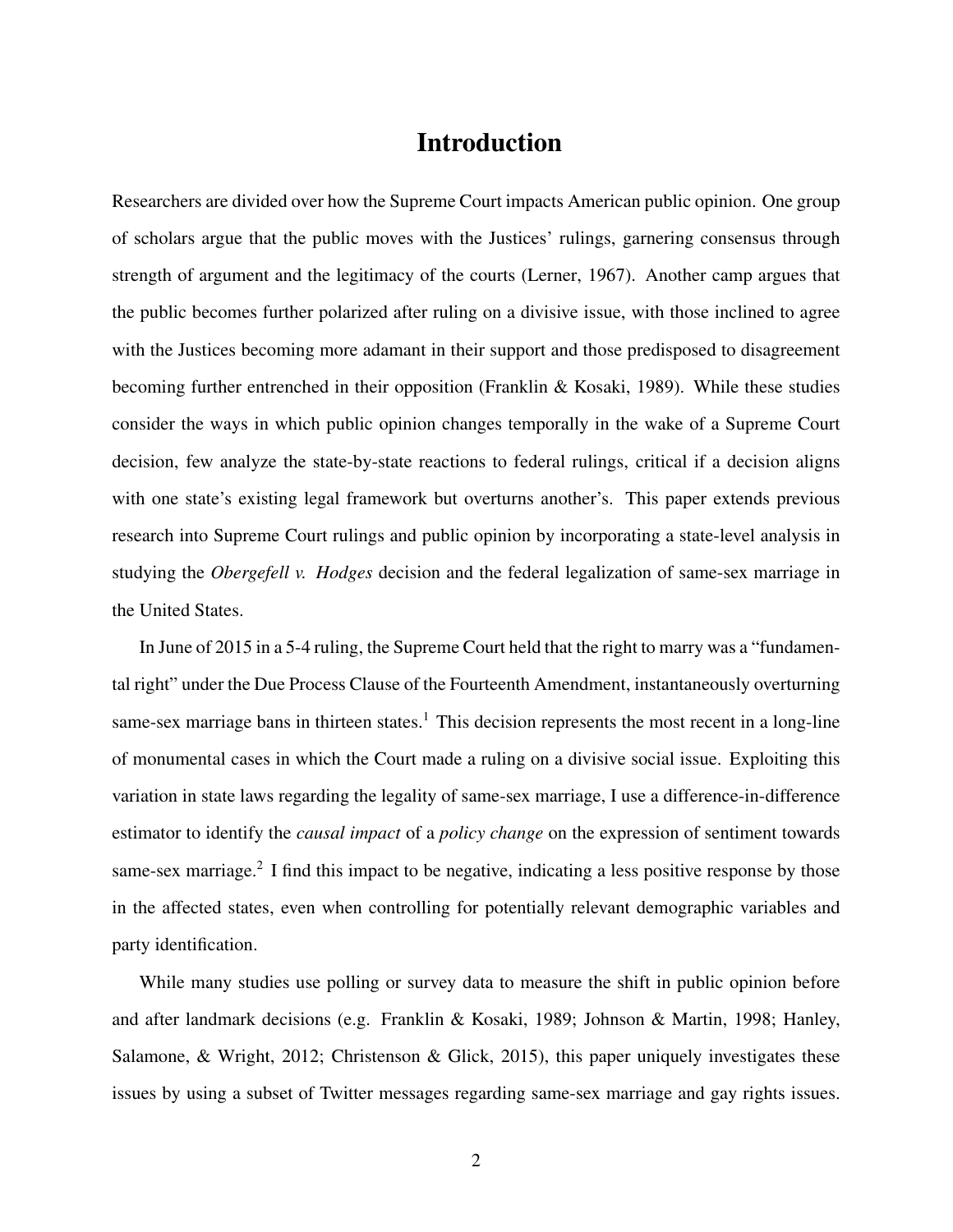# Introduction

Researchers are divided over how the Supreme Court impacts American public opinion. One group of scholars argue that the public moves with the Justices' rulings, garnering consensus through strength of argument and the legitimacy of the courts (Lerner, 1967). Another camp argues that the public becomes further polarized after ruling on a divisive issue, with those inclined to agree with the Justices becoming more adamant in their support and those predisposed to disagreement becoming further entrenched in their opposition (Franklin & Kosaki, 1989). While these studies consider the ways in which public opinion changes temporally in the wake of a Supreme Court decision, few analyze the state-by-state reactions to federal rulings, critical if a decision aligns with one state's existing legal framework but overturns another's. This paper extends previous research into Supreme Court rulings and public opinion by incorporating a state-level analysis in studying the *Obergefell v. Hodges* decision and the federal legalization of same-sex marriage in the United States.

In June of 2015 in a 5-4 ruling, the Supreme Court held that the right to marry was a "fundamental right" under the Due Process Clause of the Fourteenth Amendment, instantaneously overturning same-sex marriage bans in thirteen states.[1] This decision represents the most recent in a long-line of monumental cases in which the Court made a ruling on a divisive social issue. Exploiting this variation in state laws regarding the legality of same-sex marriage, I use a difference-in-difference estimator to identify the *causal impact* of a *policy change* on the expression of sentiment towards same-sex marriage.[2] I find this impact to be negative, indicating a less positive response by those in the affected states, even when controlling for potentially relevant demographic variables and party identification.

While many studies use polling or survey data to measure the shift in public opinion before and after landmark decisions (e.g. Franklin & Kosaki, 1989; Johnson & Martin, 1998; Hanley, Salamone, & Wright, 2012; Christenson & Glick, 2015), this paper uniquely investigates these issues by using a subset of Twitter messages regarding same-sex marriage and gay rights issues.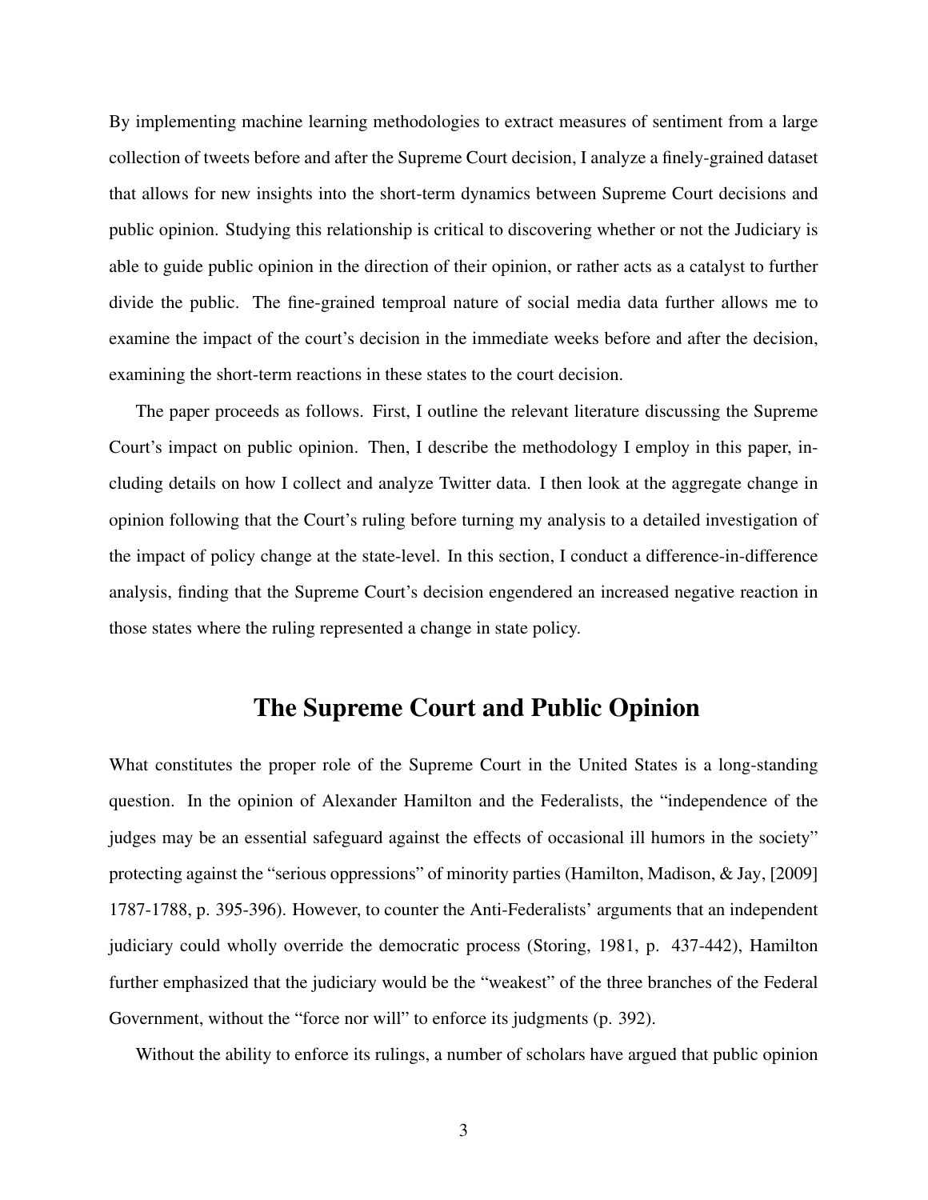By implementing machine learning methodologies to extract measures of sentiment from a large collection of tweets before and after the Supreme Court decision, I analyze a finely-grained dataset that allows for new insights into the short-term dynamics between Supreme Court decisions and public opinion. Studying this relationship is critical to discovering whether or not the Judiciary is able to guide public opinion in the direction of their opinion, or rather acts as a catalyst to further divide the public. The fine-grained temproal nature of social media data further allows me to examine the impact of the court's decision in the immediate weeks before and after the decision, examining the short-term reactions in these states to the court decision.

The paper proceeds as follows. First, I outline the relevant literature discussing the Supreme Court's impact on public opinion. Then, I describe the methodology I employ in this paper, including details on how I collect and analyze Twitter data. I then look at the aggregate change in opinion following that the Court's ruling before turning my analysis to a detailed investigation of the impact of policy change at the state-level. In this section, I conduct a difference-in-difference analysis, finding that the Supreme Court's decision engendered an increased negative reaction in those states where the ruling represented a change in state policy.

## The Supreme Court and Public Opinion

What constitutes the proper role of the Supreme Court in the United States is a long-standing question. In the opinion of Alexander Hamilton and the Federalists, the "independence of the judges may be an essential safeguard against the effects of occasional ill humors in the society" protecting against the "serious oppressions" of minority parties (Hamilton, Madison, & Jay, [2009] 1787-1788, p. 395-396). However, to counter the Anti-Federalists' arguments that an independent judiciary could wholly override the democratic process (Storing, 1981, p. 437-442), Hamilton further emphasized that the judiciary would be the "weakest" of the three branches of the Federal Government, without the "force nor will" to enforce its judgments (p. 392).

Without the ability to enforce its rulings, a number of scholars have argued that public opinion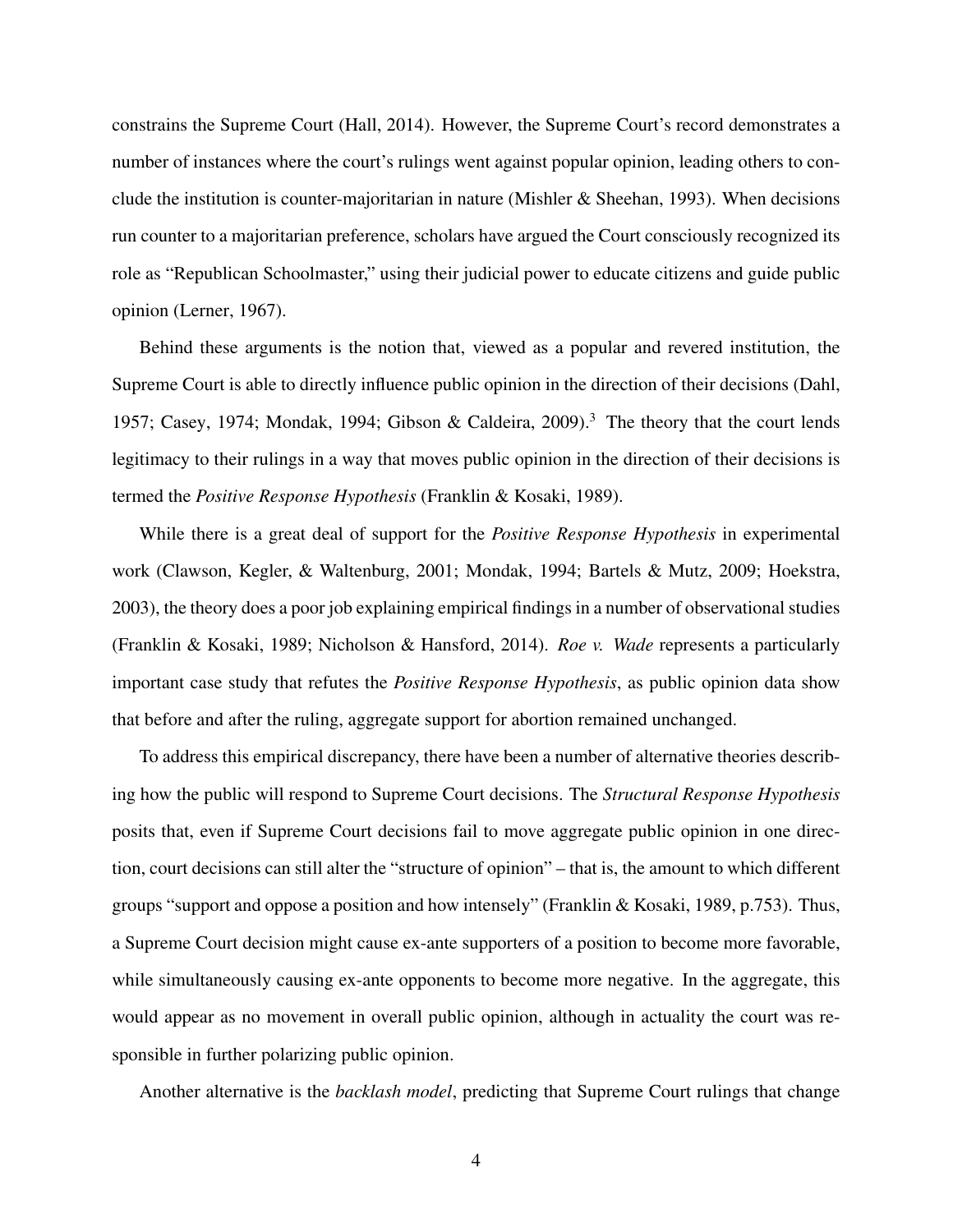constrains the Supreme Court (Hall, 2014). However, the Supreme Court's record demonstrates a number of instances where the court's rulings went against popular opinion, leading others to conclude the institution is counter-majoritarian in nature (Mishler & Sheehan, 1993). When decisions run counter to a majoritarian preference, scholars have argued the Court consciously recognized its role as "Republican Schoolmaster," using their judicial power to educate citizens and guide public opinion (Lerner, 1967).

Behind these arguments is the notion that, viewed as a popular and revered institution, the Supreme Court is able to directly influence public opinion in the direction of their decisions (Dahl, 1957; Casey, 1974; Mondak, 1994; Gibson & Caldeira, 2009).[3] The theory that the court lends legitimacy to their rulings in a way that moves public opinion in the direction of their decisions is termed the *Positive Response Hypothesis* (Franklin & Kosaki, 1989).

While there is a great deal of support for the *Positive Response Hypothesis* in experimental work (Clawson, Kegler, & Waltenburg, 2001; Mondak, 1994; Bartels & Mutz, 2009; Hoekstra, 2003), the theory does a poor job explaining empirical findings in a number of observational studies (Franklin & Kosaki, 1989; Nicholson & Hansford, 2014). *Roe v. Wade* represents a particularly important case study that refutes the *Positive Response Hypothesis*, as public opinion data show that before and after the ruling, aggregate support for abortion remained unchanged.

To address this empirical discrepancy, there have been a number of alternative theories describing how the public will respond to Supreme Court decisions. The *Structural Response Hypothesis* posits that, even if Supreme Court decisions fail to move aggregate public opinion in one direction, court decisions can still alter the "structure of opinion" – that is, the amount to which different groups "support and oppose a position and how intensely" (Franklin & Kosaki, 1989, p.753). Thus, a Supreme Court decision might cause ex-ante supporters of a position to become more favorable, while simultaneously causing ex-ante opponents to become more negative. In the aggregate, this would appear as no movement in overall public opinion, although in actuality the court was responsible in further polarizing public opinion.

Another alternative is the *backlash model*, predicting that Supreme Court rulings that change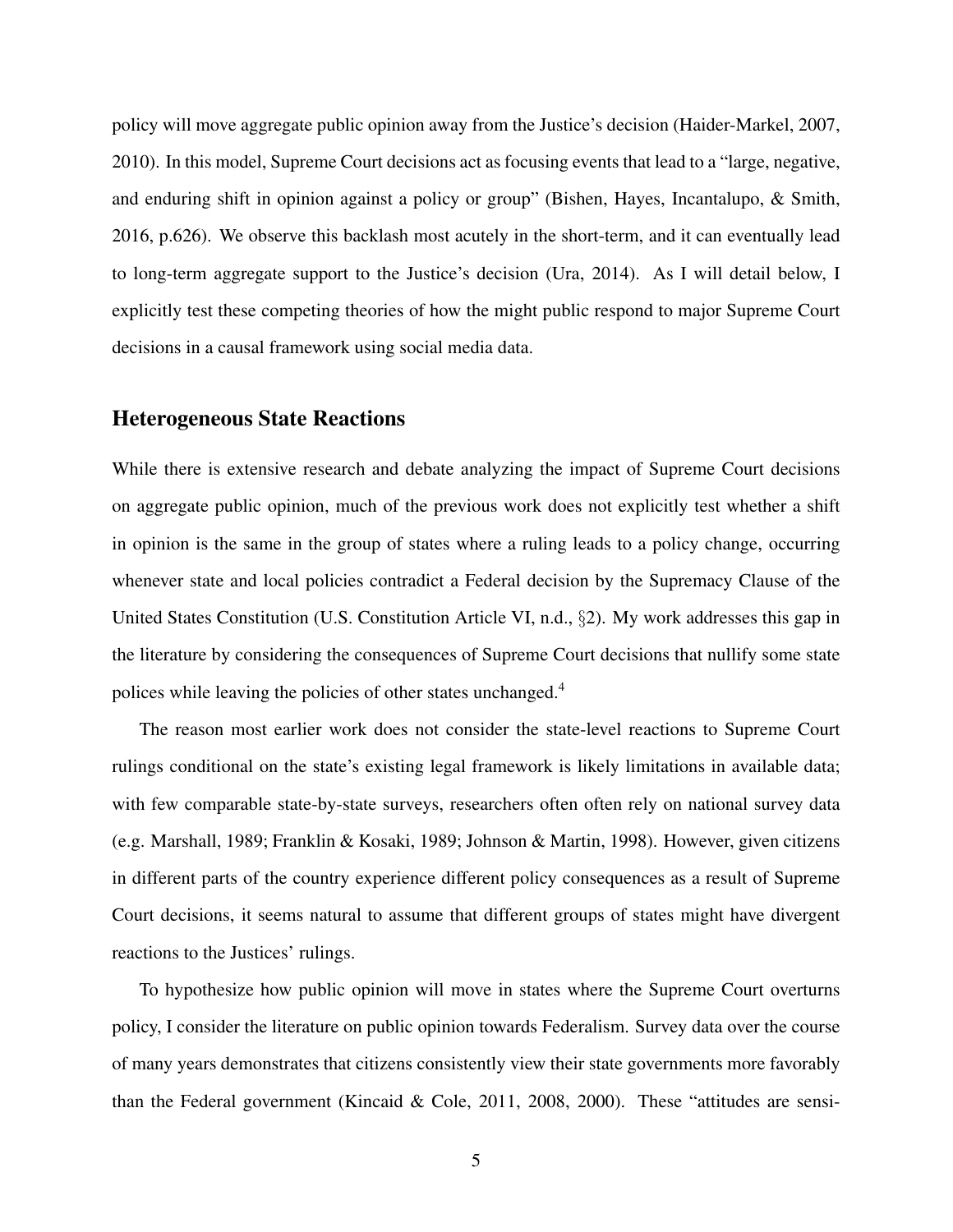policy will move aggregate public opinion away from the Justice's decision (Haider-Markel, 2007, 2010). In this model, Supreme Court decisions act as focusing events that lead to a "large, negative, and enduring shift in opinion against a policy or group" (Bishen, Hayes, Incantalupo, & Smith, 2016, p.626). We observe this backlash most acutely in the short-term, and it can eventually lead to long-term aggregate support to the Justice's decision (Ura, 2014). As I will detail below, I explicitly test these competing theories of how the might public respond to major Supreme Court decisions in a causal framework using social media data.

## Heterogeneous State Reactions

While there is extensive research and debate analyzing the impact of Supreme Court decisions on aggregate public opinion, much of the previous work does not explicitly test whether a shift in opinion is the same in the group of states where a ruling leads to a policy change, occurring whenever state and local policies contradict a Federal decision by the Supremacy Clause of the United States Constitution (U.S. Constitution Article VI, n.d., §2). My work addresses this gap in the literature by considering the consequences of Supreme Court decisions that nullify some state polices while leaving the policies of other states unchanged.[4]

The reason most earlier work does not consider the state-level reactions to Supreme Court rulings conditional on the state's existing legal framework is likely limitations in available data; with few comparable state-by-state surveys, researchers often often rely on national survey data (e.g. Marshall, 1989; Franklin & Kosaki, 1989; Johnson & Martin, 1998). However, given citizens in different parts of the country experience different policy consequences as a result of Supreme Court decisions, it seems natural to assume that different groups of states might have divergent reactions to the Justices' rulings.

To hypothesize how public opinion will move in states where the Supreme Court overturns policy, I consider the literature on public opinion towards Federalism. Survey data over the course of many years demonstrates that citizens consistently view their state governments more favorably than the Federal government (Kincaid & Cole, 2011, 2008, 2000). These "attitudes are sensi-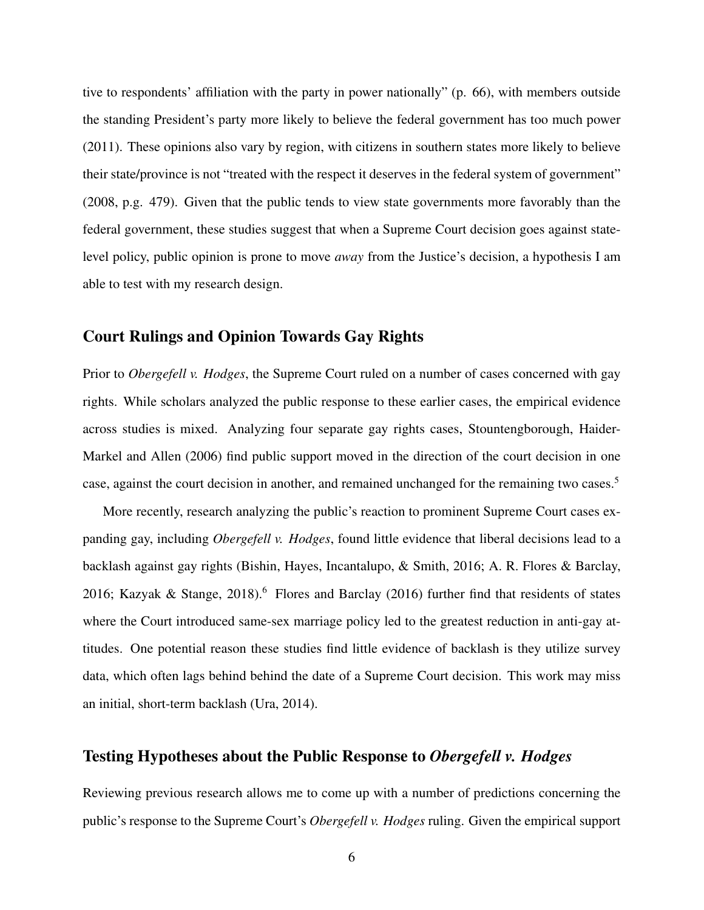tive to respondents' affiliation with the party in power nationally" (p. 66), with members outside the standing President's party more likely to believe the federal government has too much power (2011). These opinions also vary by region, with citizens in southern states more likely to believe their state/province is not "treated with the respect it deserves in the federal system of government" (2008, p.g. 479). Given that the public tends to view state governments more favorably than the federal government, these studies suggest that when a Supreme Court decision goes against state-level policy, public opinion is prone to move *away* from the Justice's decision, a hypothesis I am able to test with my research design.

## Court Rulings and Opinion Towards Gay Rights

Prior to *Obergefell v. Hodges*, the Supreme Court ruled on a number of cases concerned with gay rights. While scholars analyzed the public response to these earlier cases, the empirical evidence across studies is mixed. Analyzing four separate gay rights cases, Stountengborough, Haider-Markel and Allen (2006) find public support moved in the direction of the court decision in one case, against the court decision in another, and remained unchanged for the remaining two cases.[5]

More recently, research analyzing the public's reaction to prominent Supreme Court cases expanding gay, including *Obergefell v. Hodges*, found little evidence that liberal decisions lead to a backlash against gay rights (Bishin, Hayes, Incantalupo, & Smith, 2016; A. R. Flores & Barclay, 2016; Kazyak & Stange, 2018).[6] Flores and Barclay (2016) further find that residents of states where the Court introduced same-sex marriage policy led to the greatest reduction in anti-gay attitudes. One potential reason these studies find little evidence of backlash is they utilize survey data, which often lags behind behind the date of a Supreme Court decision. This work may miss an initial, short-term backlash (Ura, 2014).

## Testing Hypotheses about the Public Response to *Obergefell v. Hodges*

Reviewing previous research allows me to come up with a number of predictions concerning the public's response to the Supreme Court's *Obergefell v. Hodges* ruling. Given the empirical support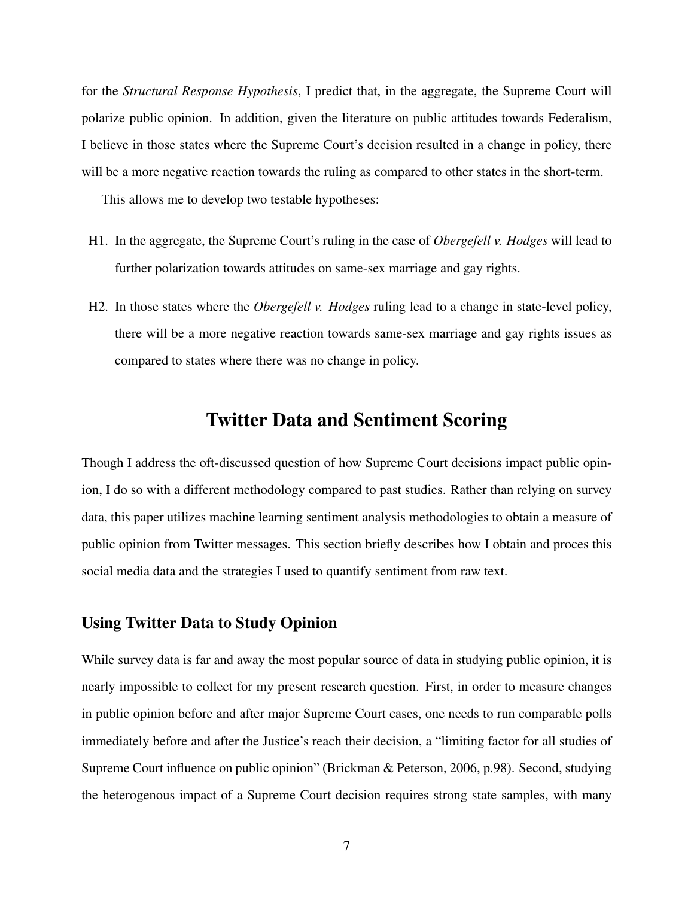for the *Structural Response Hypothesis*, I predict that, in the aggregate, the Supreme Court will polarize public opinion. In addition, given the literature on public attitudes towards Federalism, I believe in those states where the Supreme Court's decision resulted in a change in policy, there will be a more negative reaction towards the ruling as compared to other states in the short-term.

This allows me to develop two testable hypotheses:

H1. In the aggregate, the Supreme Court's ruling in the case of *Obergefell v. Hodges* will lead to further polarization towards attitudes on same-sex marriage and gay rights.

H2. In those states where the *Obergefell v. Hodges* ruling lead to a change in state-level policy, there will be a more negative reaction towards same-sex marriage and gay rights issues as compared to states where there was no change in policy.

## Twitter Data and Sentiment Scoring

Though I address the oft-discussed question of how Supreme Court decisions impact public opinion, I do so with a different methodology compared to past studies. Rather than relying on survey data, this paper utilizes machine learning sentiment analysis methodologies to obtain a measure of public opinion from Twitter messages. This section briefly describes how I obtain and proces this social media data and the strategies I used to quantify sentiment from raw text.

### Using Twitter Data to Study Opinion

While survey data is far and away the most popular source of data in studying public opinion, it is nearly impossible to collect for my present research question. First, in order to measure changes in public opinion before and after major Supreme Court cases, one needs to run comparable polls immediately before and after the Justice's reach their decision, a "limiting factor for all studies of Supreme Court influence on public opinion" (Brickman & Peterson, 2006, p.98). Second, studying the heterogenous impact of a Supreme Court decision requires strong state samples, with many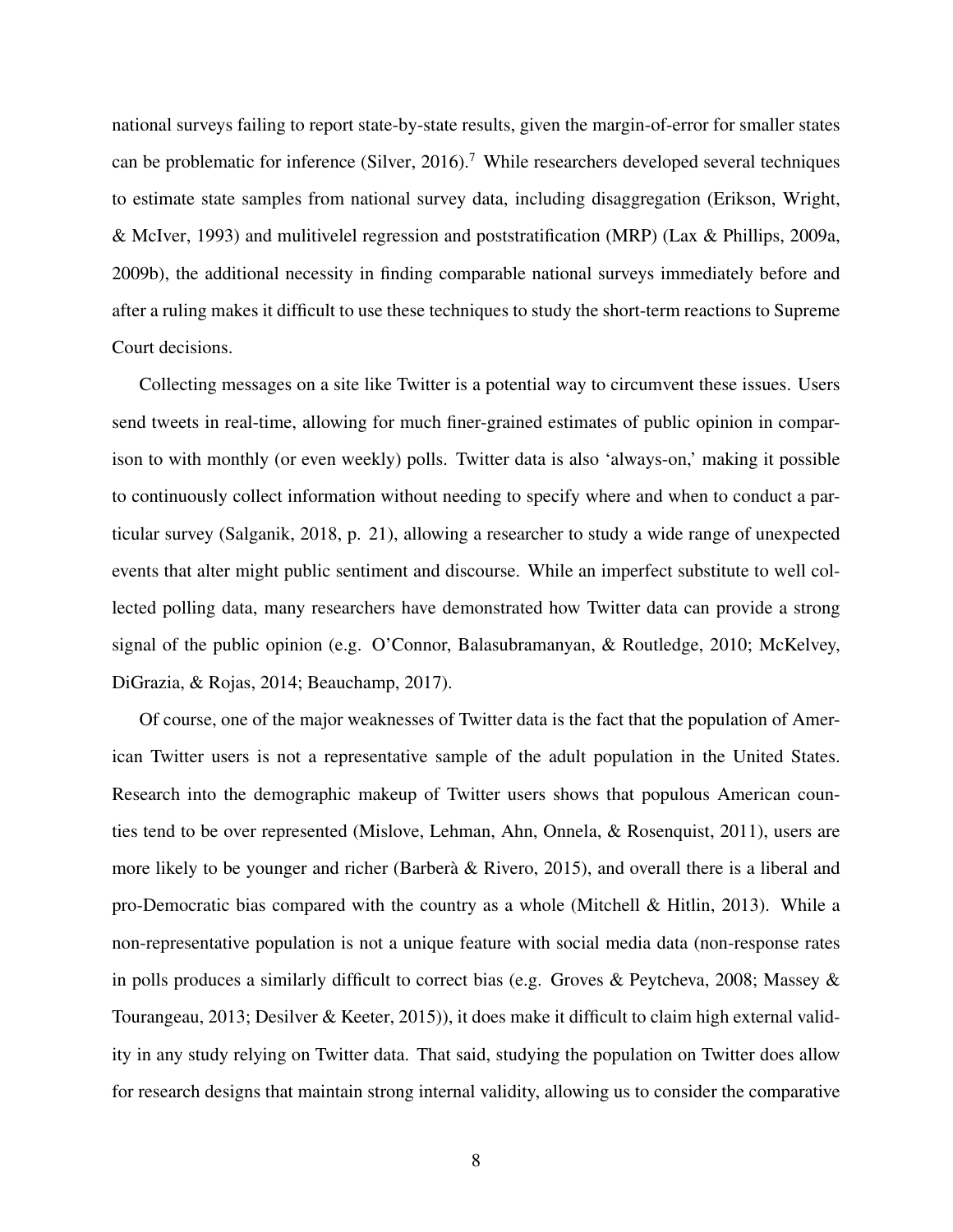national surveys failing to report state-by-state results, given the margin-of-error for smaller states can be problematic for inference (Silver, 2016).[7] While researchers developed several techniques to estimate state samples from national survey data, including disaggregation (Erikson, Wright, & McIver, 1993) and mulitivelel regression and poststratification (MRP) (Lax & Phillips, 2009a, 2009b), the additional necessity in finding comparable national surveys immediately before and after a ruling makes it difficult to use these techniques to study the short-term reactions to Supreme Court decisions.

Collecting messages on a site like Twitter is a potential way to circumvent these issues. Users send tweets in real-time, allowing for much finer-grained estimates of public opinion in comparison to with monthly (or even weekly) polls. Twitter data is also 'always-on,' making it possible to continuously collect information without needing to specify where and when to conduct a particular survey (Salganik, 2018, p. 21), allowing a researcher to study a wide range of unexpected events that alter might public sentiment and discourse. While an imperfect substitute to well collected polling data, many researchers have demonstrated how Twitter data can provide a strong signal of the public opinion (e.g. O'Connor, Balasubramanyan, & Routledge, 2010; McKelvey, DiGrazia, & Rojas, 2014; Beauchamp, 2017).

Of course, one of the major weaknesses of Twitter data is the fact that the population of American Twitter users is not a representative sample of the adult population in the United States. Research into the demographic makeup of Twitter users shows that populous American counties tend to be over represented (Mislove, Lehman, Ahn, Onnela, & Rosenquist, 2011), users are more likely to be younger and richer (Barberà & Rivero, 2015), and overall there is a liberal and pro-Democratic bias compared with the country as a whole (Mitchell & Hitlin, 2013). While a non-representative population is not a unique feature with social media data (non-response rates in polls produces a similarly difficult to correct bias (e.g. Groves & Peytcheva, 2008; Massey & Tourangeau, 2013; Desilver & Keeter, 2015)), it does make it difficult to claim high external validity in any study relying on Twitter data. That said, studying the population on Twitter does allow for research designs that maintain strong internal validity, allowing us to consider the comparative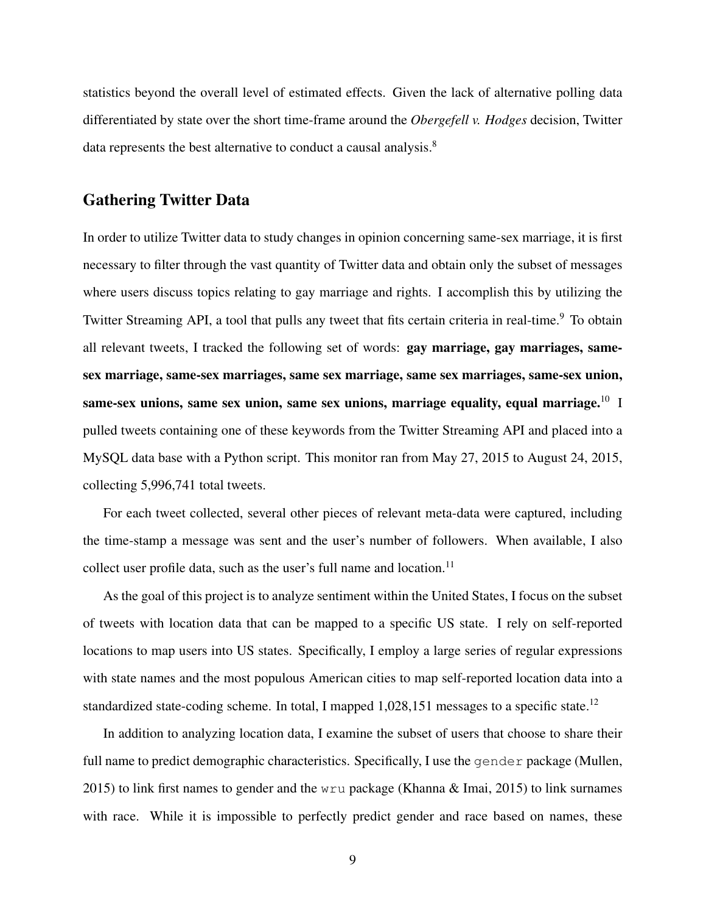statistics beyond the overall level of estimated effects. Given the lack of alternative polling data differentiated by state over the short time-frame around the *Obergefell v. Hodges* decision, Twitter data represents the best alternative to conduct a causal analysis.[8]

## Gathering Twitter Data

In order to utilize Twitter data to study changes in opinion concerning same-sex marriage, it is first necessary to filter through the vast quantity of Twitter data and obtain only the subset of messages where users discuss topics relating to gay marriage and rights. I accomplish this by utilizing the Twitter Streaming API, a tool that pulls any tweet that fits certain criteria in real-time.[9] To obtain all relevant tweets, I tracked the following set of words: **gay marriage, gay marriages, same-sex marriage, same-sex marriages, same sex marriage, same sex marriages, same-sex union, same-sex unions, same sex union, same sex unions, marriage equality, equal marriage.**[10] I pulled tweets containing one of these keywords from the Twitter Streaming API and placed into a MySQL data base with a Python script. This monitor ran from May 27, 2015 to August 24, 2015, collecting 5,996,741 total tweets.

For each tweet collected, several other pieces of relevant meta-data were captured, including the time-stamp a message was sent and the user's number of followers. When available, I also collect user profile data, such as the user's full name and location.[11]

As the goal of this project is to analyze sentiment within the United States, I focus on the subset of tweets with location data that can be mapped to a specific US state. I rely on self-reported locations to map users into US states. Specifically, I employ a large series of regular expressions with state names and the most populous American cities to map self-reported location data into a standardized state-coding scheme. In total, I mapped 1,028,151 messages to a specific state.[12]

In addition to analyzing location data, I examine the subset of users that choose to share their full name to predict demographic characteristics. Specifically, I use the `gender` package (Mullen, 2015) to link first names to gender and the `wru` package (Khanna & Imai, 2015) to link surnames with race. While it is impossible to perfectly predict gender and race based on names, these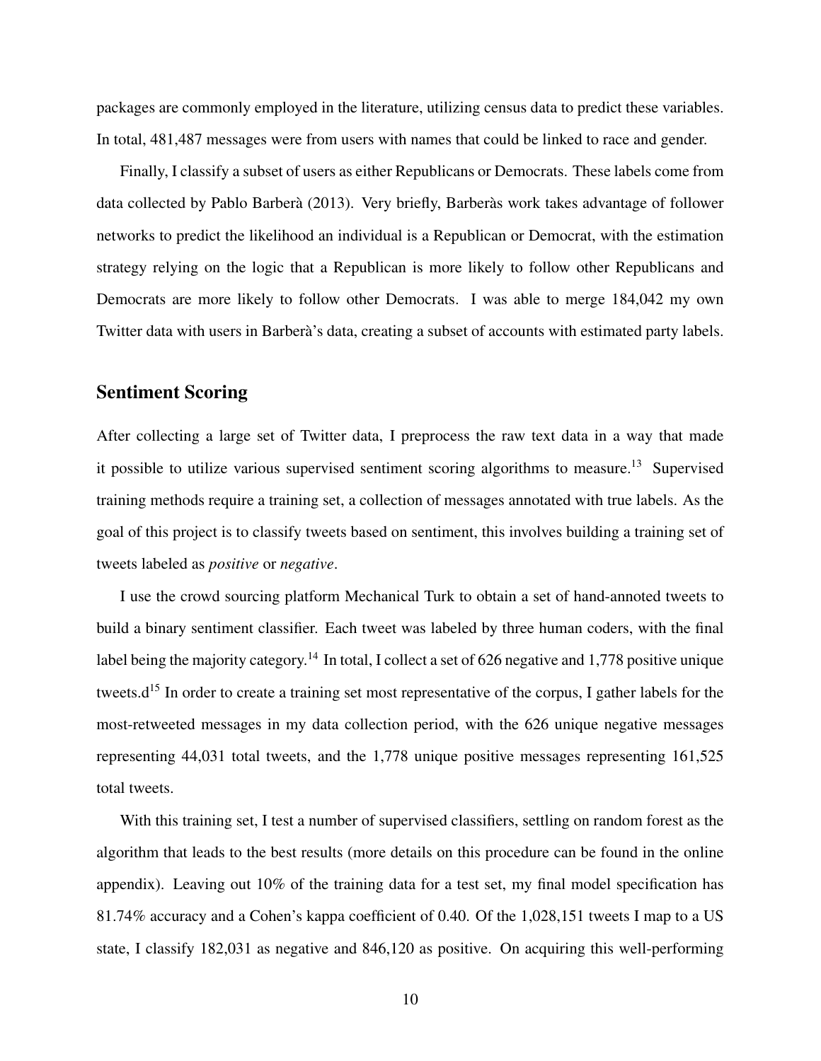packages are commonly employed in the literature, utilizing census data to predict these variables. In total, 481,487 messages were from users with names that could be linked to race and gender.

Finally, I classify a subset of users as either Republicans or Democrats. These labels come from data collected by Pablo Barberà (2013). Very briefly, Barberàs work takes advantage of follower networks to predict the likelihood an individual is a Republican or Democrat, with the estimation strategy relying on the logic that a Republican is more likely to follow other Republicans and Democrats are more likely to follow other Democrats. I was able to merge 184,042 my own Twitter data with users in Barberà's data, creating a subset of accounts with estimated party labels.

## Sentiment Scoring

After collecting a large set of Twitter data, I preprocess the raw text data in a way that made it possible to utilize various supervised sentiment scoring algorithms to measure.[13] Supervised training methods require a training set, a collection of messages annotated with true labels. As the goal of this project is to classify tweets based on sentiment, this involves building a training set of tweets labeled as *positive* or *negative*.

I use the crowd sourcing platform Mechanical Turk to obtain a set of hand-annoted tweets to build a binary sentiment classifier. Each tweet was labeled by three human coders, with the final label being the majority category.[14] In total, I collect a set of 626 negative and 1,778 positive unique tweets.d[15] In order to create a training set most representative of the corpus, I gather labels for the most-retweeted messages in my data collection period, with the 626 unique negative messages representing 44,031 total tweets, and the 1,778 unique positive messages representing 161,525 total tweets.

With this training set, I test a number of supervised classifiers, settling on random forest as the algorithm that leads to the best results (more details on this procedure can be found in the online appendix). Leaving out 10% of the training data for a test set, my final model specification has 81.74% accuracy and a Cohen's kappa coefficient of 0.40. Of the 1,028,151 tweets I map to a US state, I classify 182,031 as negative and 846,120 as positive. On acquiring this well-performing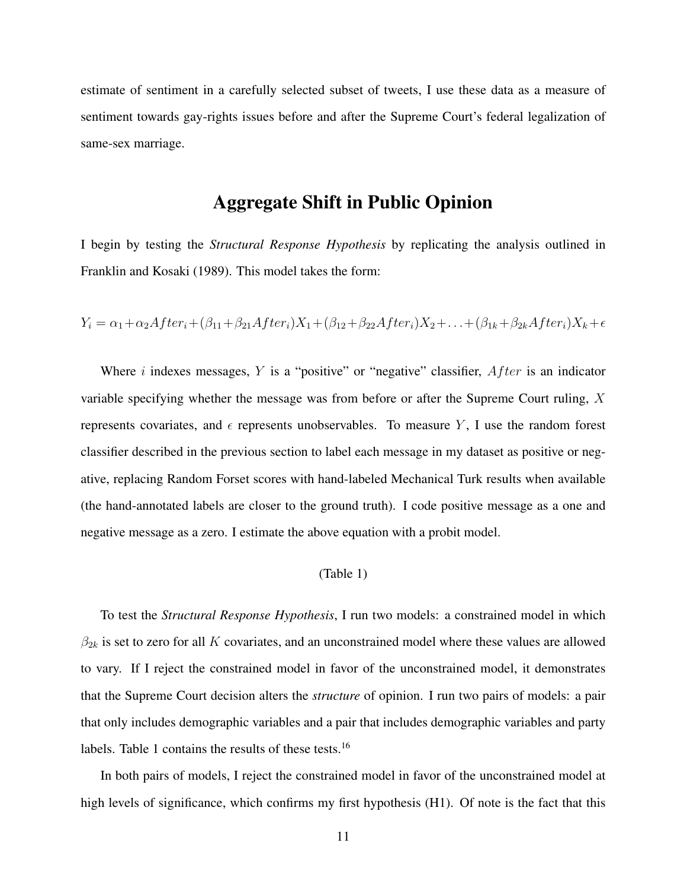estimate of sentiment in a carefully selected subset of tweets, I use these data as a measure of sentiment towards gay-rights issues before and after the Supreme Court's federal legalization of same-sex marriage.

## Aggregate Shift in Public Opinion

I begin by testing the *Structural Response Hypothesis* by replicating the analysis outlined in Franklin and Kosaki (1989). This model takes the form:

$$Y_i = \alpha_1 + \alpha_2 After_i + (\beta_{11} + \beta_{21} After_i) X_1 + (\beta_{12} + \beta_{22} After_i) X_2 + \ldots + (\beta_{1k} + \beta_{2k} After_i) X_k + \epsilon$$

Where $i$ indexes messages, $Y$ is a "positive" or "negative" classifier, $After$ is an indicator variable specifying whether the message was from before or after the Supreme Court ruling, $X$ represents covariates, and $\epsilon$ represents unobservables. To measure $Y$, I use the random forest classifier described in the previous section to label each message in my dataset as positive or negative, replacing Random Forset scores with hand-labeled Mechanical Turk results when available (the hand-annotated labels are closer to the ground truth). I code positive message as a one and negative message as a zero. I estimate the above equation with a probit model.

(Table 1)

To test the *Structural Response Hypothesis*, I run two models: a constrained model in which $\beta_{2k}$ is set to zero for all $K$ covariates, and an unconstrained model where these values are allowed to vary. If I reject the constrained model in favor of the unconstrained model, it demonstrates that the Supreme Court decision alters the *structure* of opinion. I run two pairs of models: a pair that only includes demographic variables and a pair that includes demographic variables and party labels. Table 1 contains the results of these tests.[16]

In both pairs of models, I reject the constrained model in favor of the unconstrained model at high levels of significance, which confirms my first hypothesis (H1). Of note is the fact that this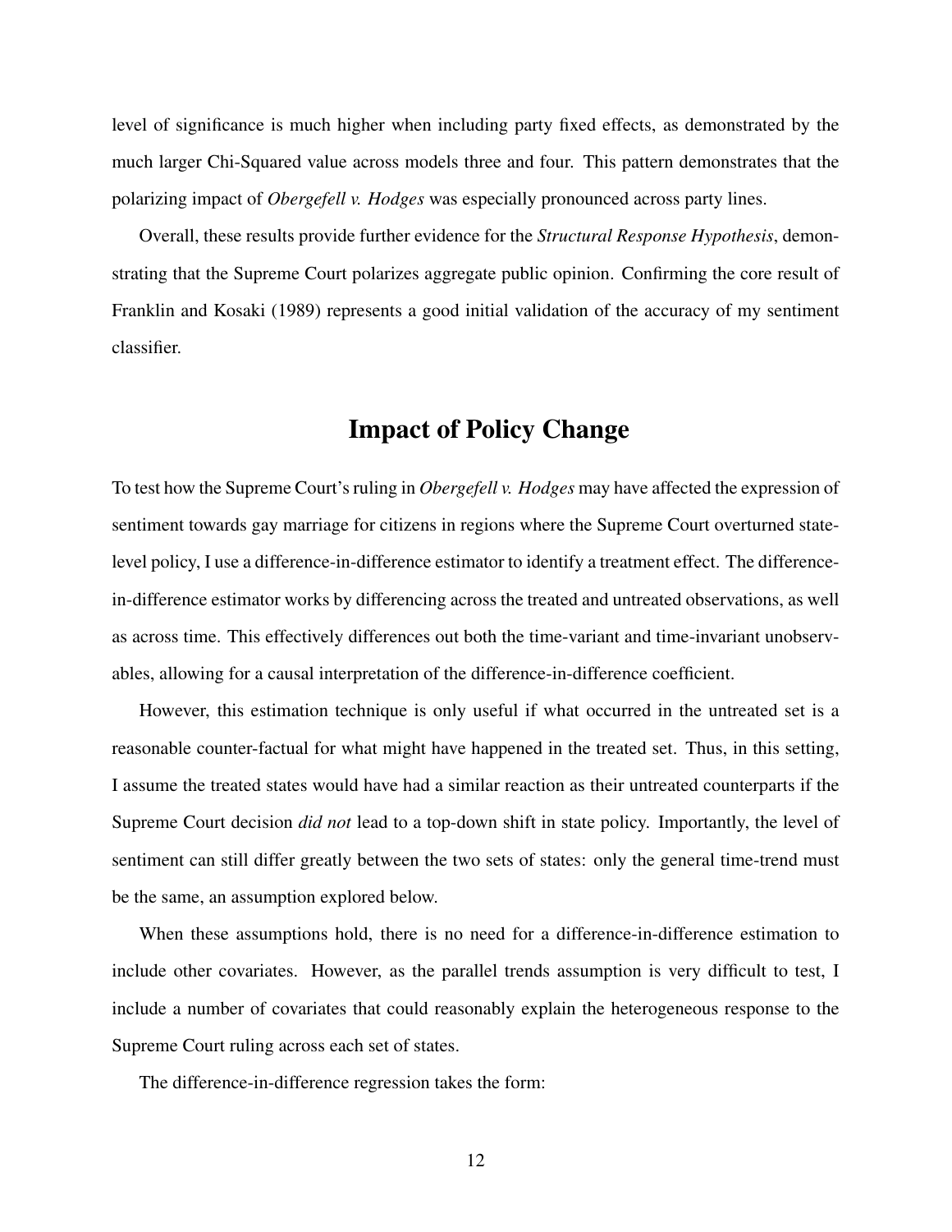level of significance is much higher when including party fixed effects, as demonstrated by the much larger Chi-Squared value across models three and four. This pattern demonstrates that the polarizing impact of *Obergefell v. Hodges* was especially pronounced across party lines.

Overall, these results provide further evidence for the *Structural Response Hypothesis*, demonstrating that the Supreme Court polarizes aggregate public opinion. Confirming the core result of Franklin and Kosaki (1989) represents a good initial validation of the accuracy of my sentiment classifier.

# Impact of Policy Change

To test how the Supreme Court's ruling in *Obergefell v. Hodges* may have affected the expression of sentiment towards gay marriage for citizens in regions where the Supreme Court overturned state-level policy, I use a difference-in-difference estimator to identify a treatment effect. The difference-in-difference estimator works by differencing across the treated and untreated observations, as well as across time. This effectively differences out both the time-variant and time-invariant unobservables, allowing for a causal interpretation of the difference-in-difference coefficient.

However, this estimation technique is only useful if what occurred in the untreated set is a reasonable counter-factual for what might have happened in the treated set. Thus, in this setting, I assume the treated states would have had a similar reaction as their untreated counterparts if the Supreme Court decision *did not* lead to a top-down shift in state policy. Importantly, the level of sentiment can still differ greatly between the two sets of states: only the general time-trend must be the same, an assumption explored below.

When these assumptions hold, there is no need for a difference-in-difference estimation to include other covariates. However, as the parallel trends assumption is very difficult to test, I include a number of covariates that could reasonably explain the heterogeneous response to the Supreme Court ruling across each set of states.

The difference-in-difference regression takes the form: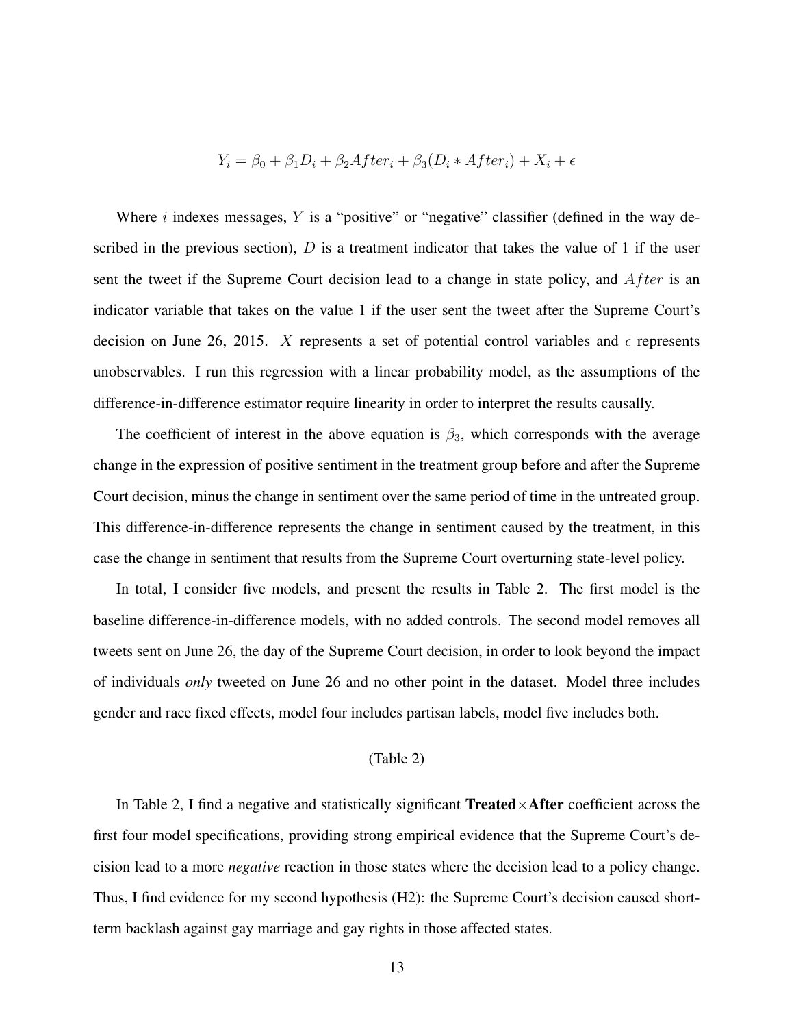$$Y_i = \beta_0 + \beta_1 D_i + \beta_2 After_i + \beta_3 (D_i * After_i) + X_i + \epsilon$$

Where $i$ indexes messages, $Y$ is a "positive" or "negative" classifier (defined in the way described in the previous section), $D$ is a treatment indicator that takes the value of 1 if the user sent the tweet if the Supreme Court decision lead to a change in state policy, and $After$ is an indicator variable that takes on the value 1 if the user sent the tweet after the Supreme Court's decision on June 26, 2015. $X$ represents a set of potential control variables and $\epsilon$ represents unobservables. I run this regression with a linear probability model, as the assumptions of the difference-in-difference estimator require linearity in order to interpret the results causally.

The coefficient of interest in the above equation is $\beta_3$, which corresponds with the average change in the expression of positive sentiment in the treatment group before and after the Supreme Court decision, minus the change in sentiment over the same period of time in the untreated group. This difference-in-difference represents the change in sentiment caused by the treatment, in this case the change in sentiment that results from the Supreme Court overturning state-level policy.

In total, I consider five models, and present the results in Table 2. The first model is the baseline difference-in-difference models, with no added controls. The second model removes all tweets sent on June 26, the day of the Supreme Court decision, in order to look beyond the impact of individuals *only* tweeted on June 26 and no other point in the dataset. Model three includes gender and race fixed effects, model four includes partisan labels, model five includes both.

(Table 2)

In Table 2, I find a negative and statistically significant **Treated×After** coefficient across the first four model specifications, providing strong empirical evidence that the Supreme Court's decision lead to a more *negative* reaction in those states where the decision lead to a policy change. Thus, I find evidence for my second hypothesis (H2): the Supreme Court's decision caused short-term backlash against gay marriage and gay rights in those affected states.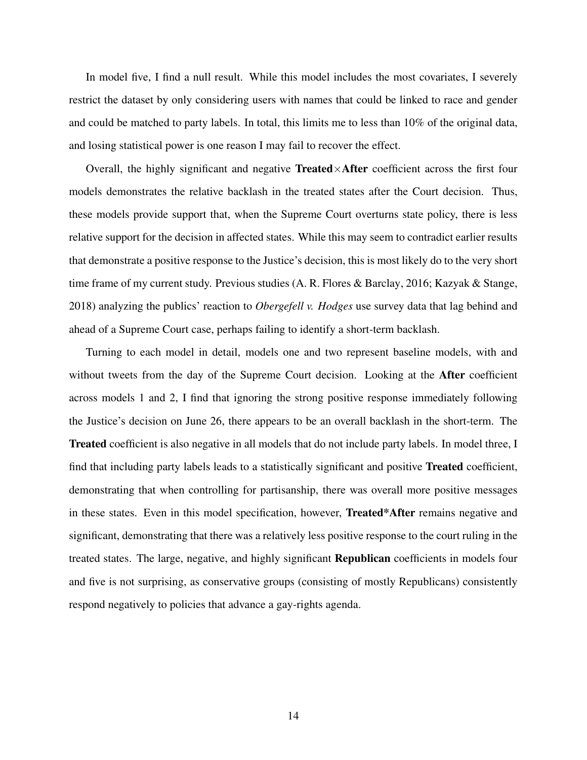In model five, I find a null result. While this model includes the most covariates, I severely restrict the dataset by only considering users with names that could be linked to race and gender and could be matched to party labels. In total, this limits me to less than 10% of the original data, and losing statistical power is one reason I may fail to recover the effect.

Overall, the highly significant and negative **Treated**×**After** coefficient across the first four models demonstrates the relative backlash in the treated states after the Court decision. Thus, these models provide support that, when the Supreme Court overturns state policy, there is less relative support for the decision in affected states. While this may seem to contradict earlier results that demonstrate a positive response to the Justice's decision, this is most likely do to the very short time frame of my current study. Previous studies (A. R. Flores & Barclay, 2016; Kazyak & Stange, 2018) analyzing the publics' reaction to *Obergefell v. Hodges* use survey data that lag behind and ahead of a Supreme Court case, perhaps failing to identify a short-term backlash.

Turning to each model in detail, models one and two represent baseline models, with and without tweets from the day of the Supreme Court decision. Looking at the **After** coefficient across models 1 and 2, I find that ignoring the strong positive response immediately following the Justice's decision on June 26, there appears to be an overall backlash in the short-term. The **Treated** coefficient is also negative in all models that do not include party labels. In model three, I find that including party labels leads to a statistically significant and positive **Treated** coefficient, demonstrating that when controlling for partisanship, there was overall more positive messages in these states. Even in this model specification, however, **Treated*After** remains negative and significant, demonstrating that there was a relatively less positive response to the court ruling in the treated states. The large, negative, and highly significant **Republican** coefficients in models four and five is not surprising, as conservative groups (consisting of mostly Republicans) consistently respond negatively to policies that advance a gay-rights agenda.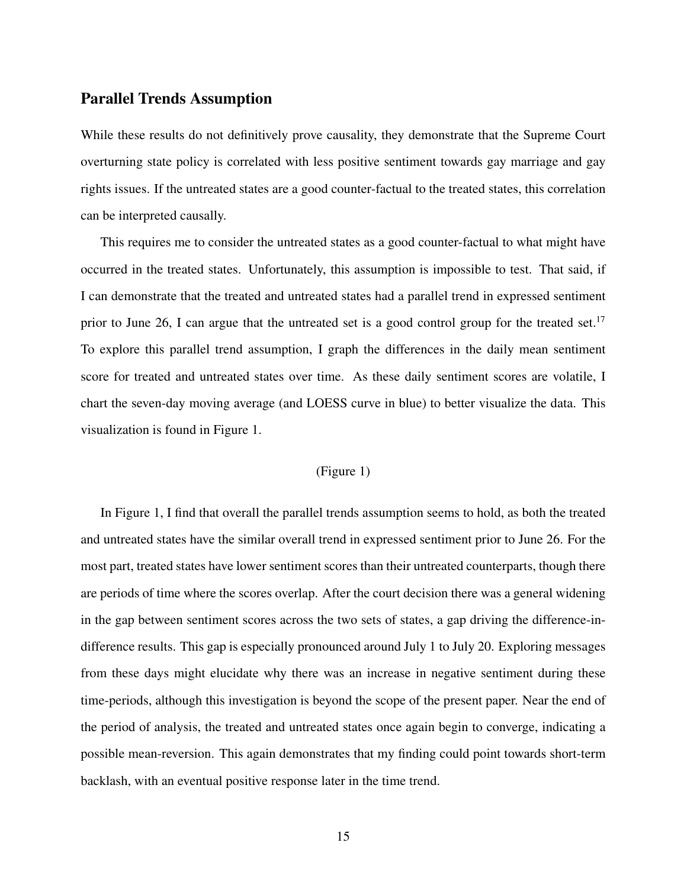## Parallel Trends Assumption

While these results do not definitively prove causality, they demonstrate that the Supreme Court overturning state policy is correlated with less positive sentiment towards gay marriage and gay rights issues. If the untreated states are a good counter-factual to the treated states, this correlation can be interpreted causally.

This requires me to consider the untreated states as a good counter-factual to what might have occurred in the treated states. Unfortunately, this assumption is impossible to test. That said, if I can demonstrate that the treated and untreated states had a parallel trend in expressed sentiment prior to June 26, I can argue that the untreated set is a good control group for the treated set.[17] To explore this parallel trend assumption, I graph the differences in the daily mean sentiment score for treated and untreated states over time. As these daily sentiment scores are volatile, I chart the seven-day moving average (and LOESS curve in blue) to better visualize the data. This visualization is found in Figure 1.

(Figure 1)

In Figure 1, I find that overall the parallel trends assumption seems to hold, as both the treated and untreated states have the similar overall trend in expressed sentiment prior to June 26. For the most part, treated states have lower sentiment scores than their untreated counterparts, though there are periods of time where the scores overlap. After the court decision there was a general widening in the gap between sentiment scores across the two sets of states, a gap driving the difference-in-difference results. This gap is especially pronounced around July 1 to July 20. Exploring messages from these days might elucidate why there was an increase in negative sentiment during these time-periods, although this investigation is beyond the scope of the present paper. Near the end of the period of analysis, the treated and untreated states once again begin to converge, indicating a possible mean-reversion. This again demonstrates that my finding could point towards short-term backlash, with an eventual positive response later in the time trend.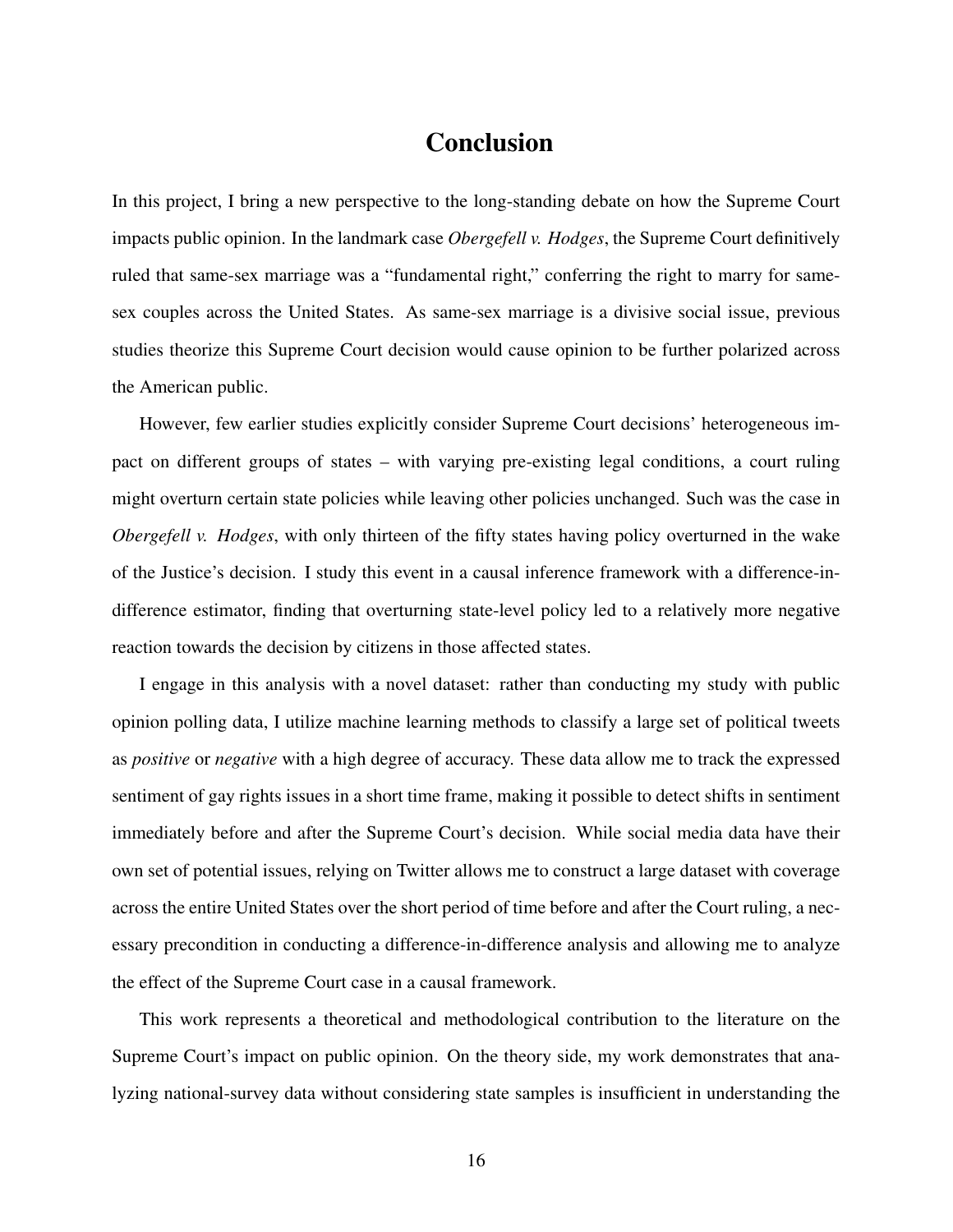# Conclusion

In this project, I bring a new perspective to the long-standing debate on how the Supreme Court impacts public opinion. In the landmark case *Obergefell v. Hodges*, the Supreme Court definitively ruled that same-sex marriage was a "fundamental right," conferring the right to marry for same-sex couples across the United States. As same-sex marriage is a divisive social issue, previous studies theorize this Supreme Court decision would cause opinion to be further polarized across the American public.

However, few earlier studies explicitly consider Supreme Court decisions' heterogeneous impact on different groups of states – with varying pre-existing legal conditions, a court ruling might overturn certain state policies while leaving other policies unchanged. Such was the case in *Obergefell v. Hodges*, with only thirteen of the fifty states having policy overturned in the wake of the Justice's decision. I study this event in a causal inference framework with a difference-in-difference estimator, finding that overturning state-level policy led to a relatively more negative reaction towards the decision by citizens in those affected states.

I engage in this analysis with a novel dataset: rather than conducting my study with public opinion polling data, I utilize machine learning methods to classify a large set of political tweets as *positive* or *negative* with a high degree of accuracy. These data allow me to track the expressed sentiment of gay rights issues in a short time frame, making it possible to detect shifts in sentiment immediately before and after the Supreme Court's decision. While social media data have their own set of potential issues, relying on Twitter allows me to construct a large dataset with coverage across the entire United States over the short period of time before and after the Court ruling, a necessary precondition in conducting a difference-in-difference analysis and allowing me to analyze the effect of the Supreme Court case in a causal framework.

This work represents a theoretical and methodological contribution to the literature on the Supreme Court's impact on public opinion. On the theory side, my work demonstrates that analyzing national-survey data without considering state samples is insufficient in understanding the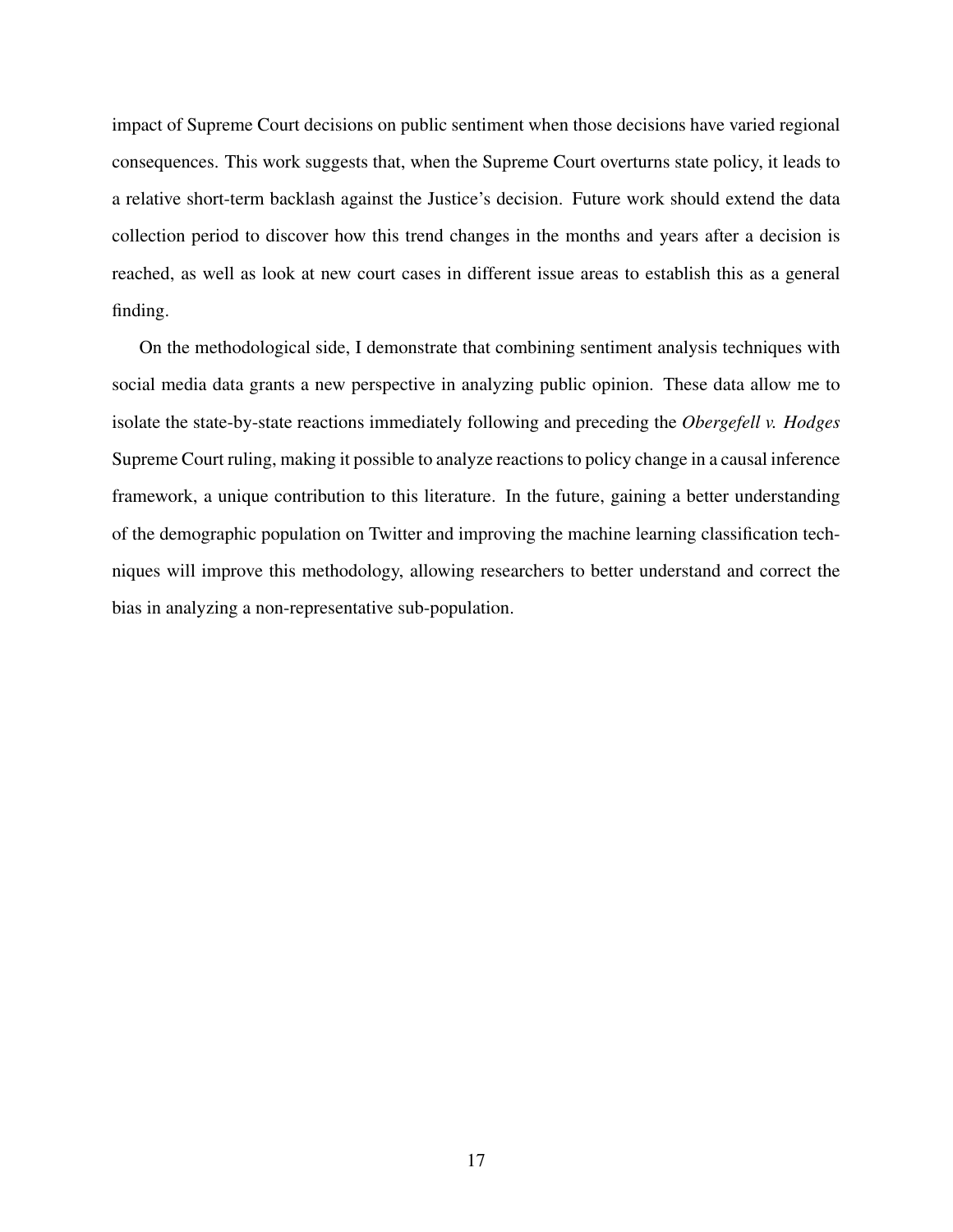impact of Supreme Court decisions on public sentiment when those decisions have varied regional consequences. This work suggests that, when the Supreme Court overturns state policy, it leads to a relative short-term backlash against the Justice's decision. Future work should extend the data collection period to discover how this trend changes in the months and years after a decision is reached, as well as look at new court cases in different issue areas to establish this as a general finding.

On the methodological side, I demonstrate that combining sentiment analysis techniques with social media data grants a new perspective in analyzing public opinion. These data allow me to isolate the state-by-state reactions immediately following and preceding the *Obergefell v. Hodges* Supreme Court ruling, making it possible to analyze reactions to policy change in a causal inference framework, a unique contribution to this literature. In the future, gaining a better understanding of the demographic population on Twitter and improving the machine learning classification techniques will improve this methodology, allowing researchers to better understand and correct the bias in analyzing a non-representative sub-population.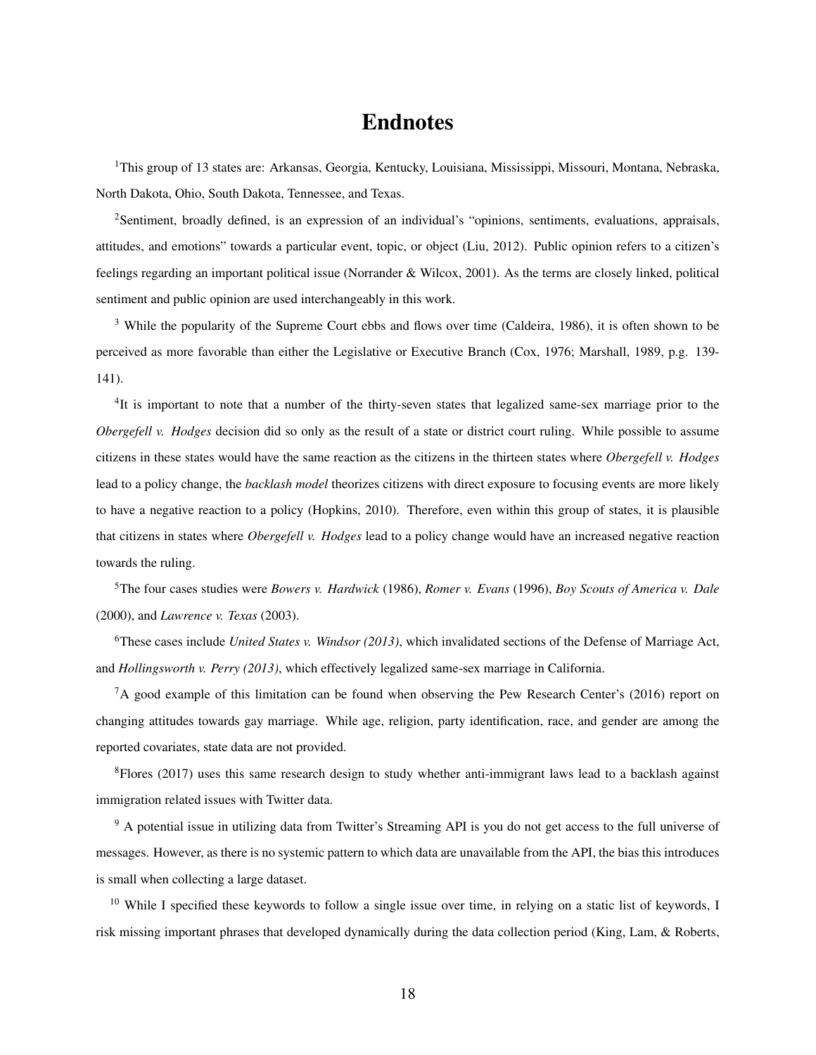# Endnotes

[1]This group of 13 states are: Arkansas, Georgia, Kentucky, Louisiana, Mississippi, Missouri, Montana, Nebraska, North Dakota, Ohio, South Dakota, Tennessee, and Texas.

[2]Sentiment, broadly defined, is an expression of an individual's "opinions, sentiments, evaluations, appraisals, attitudes, and emotions" towards a particular event, topic, or object (Liu, 2012). Public opinion refers to a citizen's feelings regarding an important political issue (Norrander & Wilcox, 2001). As the terms are closely linked, political sentiment and public opinion are used interchangeably in this work.

[3] While the popularity of the Supreme Court ebbs and flows over time (Caldeira, 1986), it is often shown to be perceived as more favorable than either the Legislative or Executive Branch (Cox, 1976; Marshall, 1989, p.g. 139-141).

[4]It is important to note that a number of the thirty-seven states that legalized same-sex marriage prior to the *Obergefell v. Hodges* decision did so only as the result of a state or district court ruling. While possible to assume citizens in these states would have the same reaction as the citizens in the thirteen states where *Obergefell v. Hodges* lead to a policy change, the *backlash model* theorizes citizens with direct exposure to focusing events are more likely to have a negative reaction to a policy (Hopkins, 2010). Therefore, even within this group of states, it is plausible that citizens in states where *Obergefell v. Hodges* lead to a policy change would have an increased negative reaction towards the ruling.

[5]The four cases studies were *Bowers v. Hardwick* (1986), *Romer v. Evans* (1996), *Boy Scouts of America v. Dale* (2000), and *Lawrence v. Texas* (2003).

[6]These cases include *United States v. Windsor (2013)*, which invalidated sections of the Defense of Marriage Act, and *Hollingsworth v. Perry (2013)*, which effectively legalized same-sex marriage in California.

[7]A good example of this limitation can be found when observing the Pew Research Center's (2016) report on changing attitudes towards gay marriage. While age, religion, party identification, race, and gender are among the reported covariates, state data are not provided.

[8]Flores (2017) uses this same research design to study whether anti-immigrant laws lead to a backlash against immigration related issues with Twitter data.

[9] A potential issue in utilizing data from Twitter's Streaming API is you do not get access to the full universe of messages. However, as there is no systemic pattern to which data are unavailable from the API, the bias this introduces is small when collecting a large dataset.

[10] While I specified these keywords to follow a single issue over time, in relying on a static list of keywords, I risk missing important phrases that developed dynamically during the data collection period (King, Lam, & Roberts,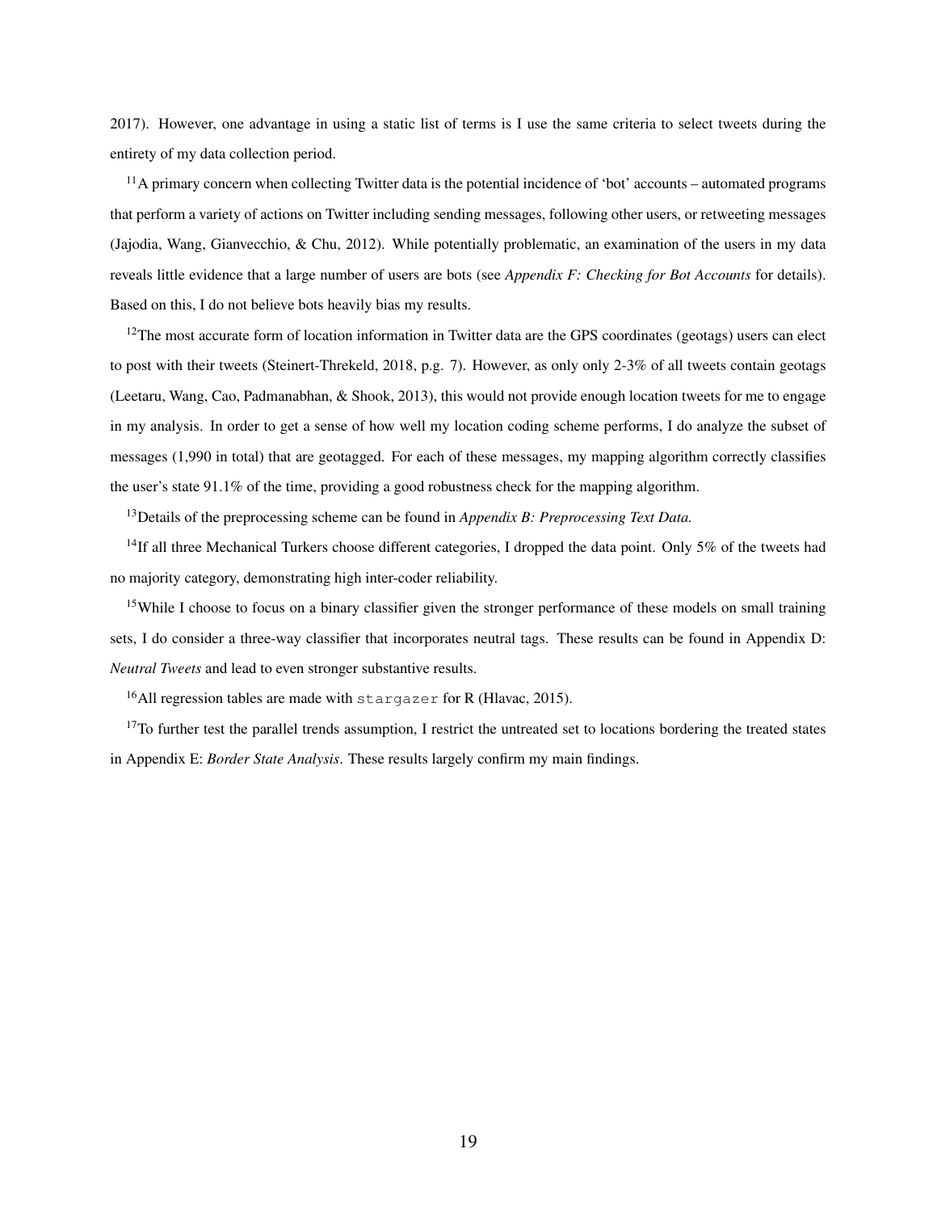2017). However, one advantage in using a static list of terms is I use the same criteria to select tweets during the entirety of my data collection period.

[11]A primary concern when collecting Twitter data is the potential incidence of 'bot' accounts – automated programs that perform a variety of actions on Twitter including sending messages, following other users, or retweeting messages (Jajodia, Wang, Gianvecchio, & Chu, 2012). While potentially problematic, an examination of the users in my data reveals little evidence that a large number of users are bots (see *Appendix F: Checking for Bot Accounts* for details). Based on this, I do not believe bots heavily bias my results.

[12]The most accurate form of location information in Twitter data are the GPS coordinates (geotags) users can elect to post with their tweets (Steinert-Threkeld, 2018, p.g. 7). However, as only only 2-3% of all tweets contain geotags (Leetaru, Wang, Cao, Padmanabhan, & Shook, 2013), this would not provide enough location tweets for me to engage in my analysis. In order to get a sense of how well my location coding scheme performs, I do analyze the subset of messages (1,990 in total) that are geotagged. For each of these messages, my mapping algorithm correctly classifies the user's state 91.1% of the time, providing a good robustness check for the mapping algorithm.

[13]Details of the preprocessing scheme can be found in *Appendix B: Preprocessing Text Data.*

[14]If all three Mechanical Turkers choose different categories, I dropped the data point. Only 5% of the tweets had no majority category, demonstrating high inter-coder reliability.

[15]While I choose to focus on a binary classifier given the stronger performance of these models on small training sets, I do consider a three-way classifier that incorporates neutral tags. These results can be found in Appendix D: *Neutral Tweets* and lead to even stronger substantive results.

[16]All regression tables are made with `stargazer` for R (Hlavac, 2015).

[17]To further test the parallel trends assumption, I restrict the untreated set to locations bordering the treated states in Appendix E: *Border State Analysis*. These results largely confirm my main findings.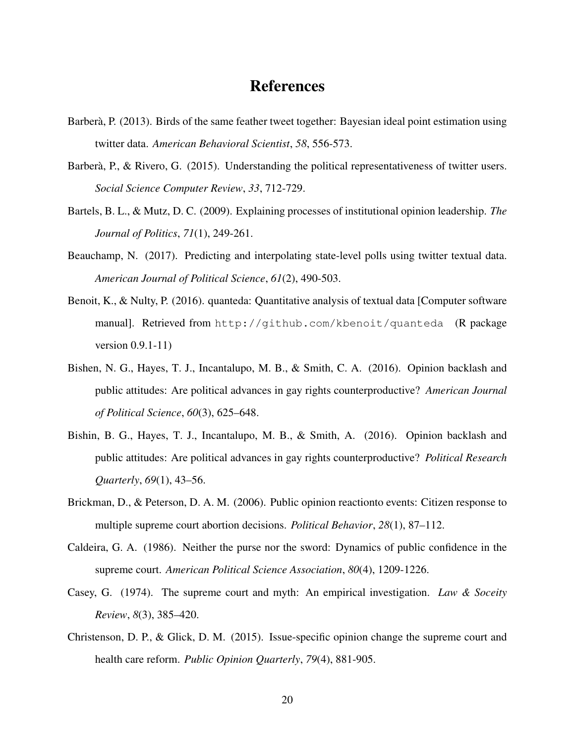# References

Barberà, P. (2013). Birds of the same feather tweet together: Bayesian ideal point estimation using twitter data. *American Behavioral Scientist*, *58*, 556-573.

Barberà, P., & Rivero, G. (2015). Understanding the political representativeness of twitter users. *Social Science Computer Review*, *33*, 712-729.

Bartels, B. L., & Mutz, D. C. (2009). Explaining processes of institutional opinion leadership. *The Journal of Politics*, *71*(1), 249-261.

Beauchamp, N. (2017). Predicting and interpolating state-level polls using twitter textual data. *American Journal of Political Science*, *61*(2), 490-503.

Benoit, K., & Nulty, P. (2016). quanteda: Quantitative analysis of textual data [Computer software manual]. Retrieved from `http://github.com/kbenoit/quanteda` (R package version 0.9.1-11)

Bishen, N. G., Hayes, T. J., Incantalupo, M. B., & Smith, C. A. (2016). Opinion backlash and public attitudes: Are political advances in gay rights counterproductive? *American Journal of Political Science*, *60*(3), 625–648.

Bishin, B. G., Hayes, T. J., Incantalupo, M. B., & Smith, A. (2016). Opinion backlash and public attitudes: Are political advances in gay rights counterproductive? *Political Research Quarterly*, *69*(1), 43–56.

Brickman, D., & Peterson, D. A. M. (2006). Public opinion reactionto events: Citizen response to multiple supreme court abortion decisions. *Political Behavior*, *28*(1), 87–112.

Caldeira, G. A. (1986). Neither the purse nor the sword: Dynamics of public confidence in the supreme court. *American Political Science Association*, *80*(4), 1209-1226.

Casey, G. (1974). The supreme court and myth: An empirical investigation. *Law & Soceity Review*, *8*(3), 385–420.

Christenson, D. P., & Glick, D. M. (2015). Issue-specific opinion change the supreme court and health care reform. *Public Opinion Quarterly*, *79*(4), 881-905.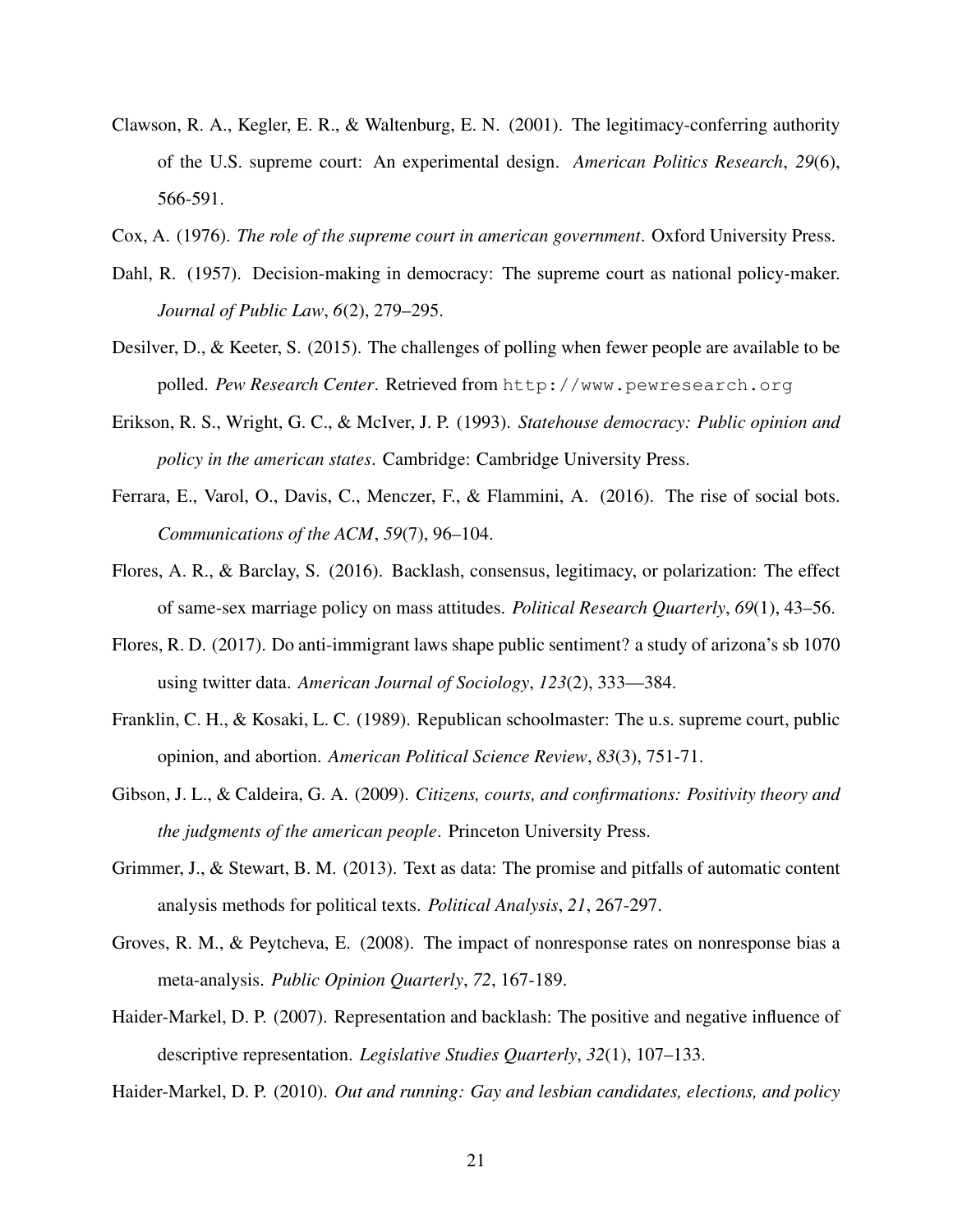Clawson, R. A., Kegler, E. R., & Waltenburg, E. N. (2001). The legitimacy-conferring authority of the U.S. supreme court: An experimental design. *American Politics Research*, *29*(6), 566-591.

Cox, A. (1976). *The role of the supreme court in american government*. Oxford University Press.

Dahl, R. (1957). Decision-making in democracy: The supreme court as national policy-maker. *Journal of Public Law*, *6*(2), 279–295.

Desilver, D., & Keeter, S. (2015). The challenges of polling when fewer people are available to be polled. *Pew Research Center*. Retrieved from http://www.pewresearch.org

Erikson, R. S., Wright, G. C., & McIver, J. P. (1993). *Statehouse democracy: Public opinion and policy in the american states*. Cambridge: Cambridge University Press.

Ferrara, E., Varol, O., Davis, C., Menczer, F., & Flammini, A. (2016). The rise of social bots. *Communications of the ACM*, *59*(7), 96–104.

Flores, A. R., & Barclay, S. (2016). Backlash, consensus, legitimacy, or polarization: The effect of same-sex marriage policy on mass attitudes. *Political Research Quarterly*, *69*(1), 43–56.

Flores, R. D. (2017). Do anti-immigrant laws shape public sentiment? a study of arizona's sb 1070 using twitter data. *American Journal of Sociology*, *123*(2), 333—384.

Franklin, C. H., & Kosaki, L. C. (1989). Republican schoolmaster: The u.s. supreme court, public opinion, and abortion. *American Political Science Review*, *83*(3), 751-71.

Gibson, J. L., & Caldeira, G. A. (2009). *Citizens, courts, and confirmations: Positivity theory and the judgments of the american people*. Princeton University Press.

Grimmer, J., & Stewart, B. M. (2013). Text as data: The promise and pitfalls of automatic content analysis methods for political texts. *Political Analysis*, *21*, 267-297.

Groves, R. M., & Peytcheva, E. (2008). The impact of nonresponse rates on nonresponse bias a meta-analysis. *Public Opinion Quarterly*, *72*, 167-189.

Haider-Markel, D. P. (2007). Representation and backlash: The positive and negative influence of descriptive representation. *Legislative Studies Quarterly*, *32*(1), 107–133.

Haider-Markel, D. P. (2010). *Out and running: Gay and lesbian candidates, elections, and policy*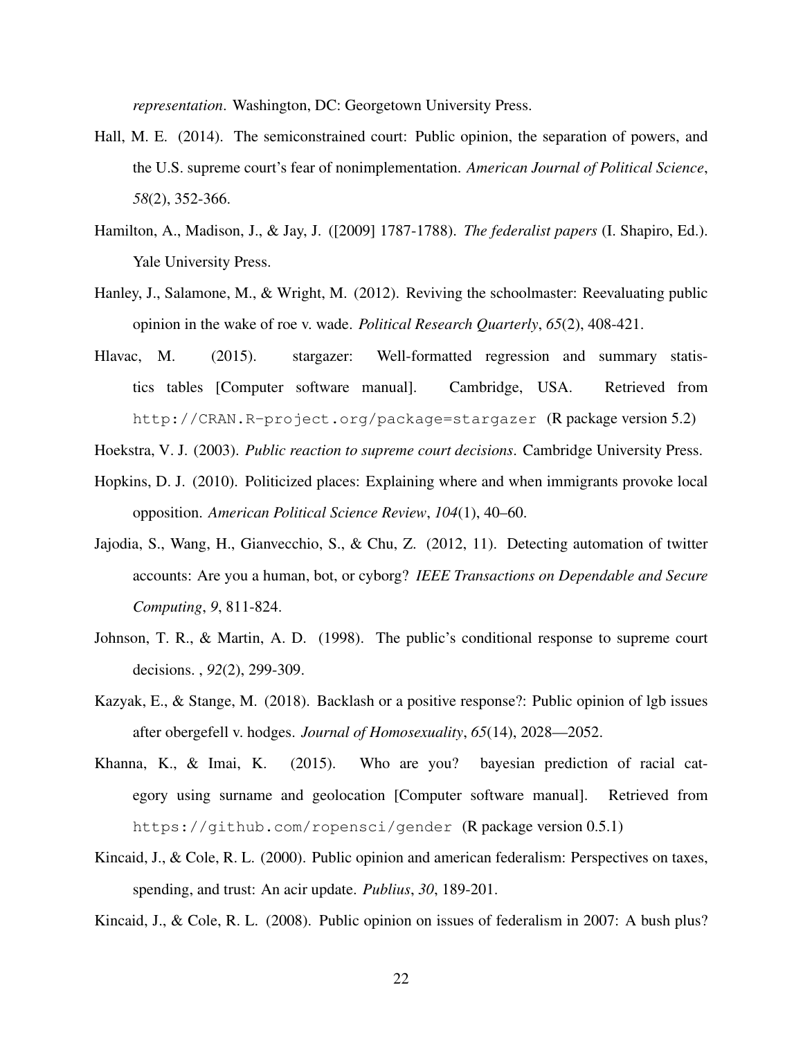*representation*. Washington, DC: Georgetown University Press.

Hall, M. E. (2014). The semiconstrained court: Public opinion, the separation of powers, and the U.S. supreme court's fear of nonimplementation. *American Journal of Political Science*, *58*(2), 352-366.

Hamilton, A., Madison, J., & Jay, J. ([2009] 1787-1788). *The federalist papers* (I. Shapiro, Ed.). Yale University Press.

Hanley, J., Salamone, M., & Wright, M. (2012). Reviving the schoolmaster: Reevaluating public opinion in the wake of roe v. wade. *Political Research Quarterly*, *65*(2), 408-421.

Hlavac, M. (2015). stargazer: Well-formatted regression and summary statistics tables [Computer software manual]. Cambridge, USA. Retrieved from `http://CRAN.R-project.org/package=stargazer` (R package version 5.2)

Hoekstra, V. J. (2003). *Public reaction to supreme court decisions*. Cambridge University Press.

Hopkins, D. J. (2010). Politicized places: Explaining where and when immigrants provoke local opposition. *American Political Science Review*, *104*(1), 40–60.

Jajodia, S., Wang, H., Gianvecchio, S., & Chu, Z. (2012, 11). Detecting automation of twitter accounts: Are you a human, bot, or cyborg? *IEEE Transactions on Dependable and Secure Computing*, *9*, 811-824.

Johnson, T. R., & Martin, A. D. (1998). The public's conditional response to supreme court decisions. , *92*(2), 299-309.

Kazyak, E., & Stange, M. (2018). Backlash or a positive response?: Public opinion of lgb issues after obergefell v. hodges. *Journal of Homosexuality*, *65*(14), 2028—2052.

Khanna, K., & Imai, K. (2015). Who are you? bayesian prediction of racial category using surname and geolocation [Computer software manual]. Retrieved from `https://github.com/ropensci/gender` (R package version 0.5.1)

Kincaid, J., & Cole, R. L. (2000). Public opinion and american federalism: Perspectives on taxes, spending, and trust: An acir update. *Publius*, *30*, 189-201.

Kincaid, J., & Cole, R. L. (2008). Public opinion on issues of federalism in 2007: A bush plus?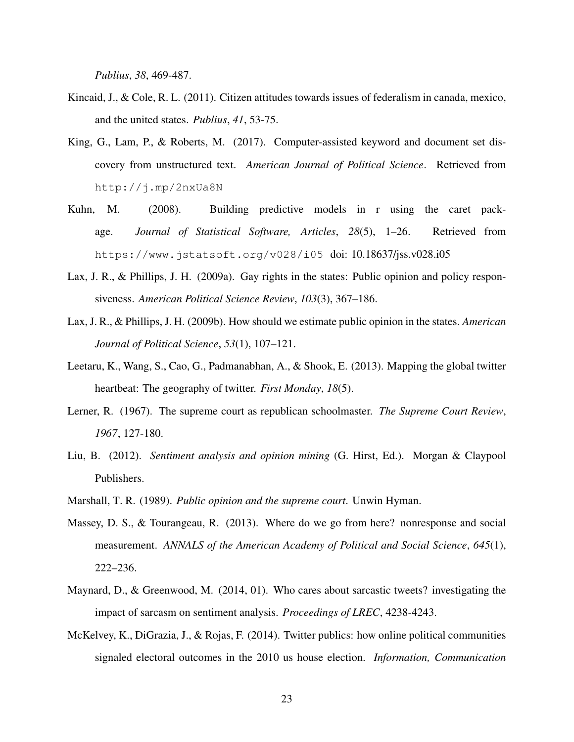*Publius*, *38*, 469-487.

Kincaid, J., & Cole, R. L. (2011). Citizen attitudes towards issues of federalism in canada, mexico, and the united states. *Publius*, *41*, 53-75.

King, G., Lam, P., & Roberts, M. (2017). Computer-assisted keyword and document set discovery from unstructured text. *American Journal of Political Science*. Retrieved from `http://j.mp/2nxUa8N`

Kuhn, M. (2008). Building predictive models in r using the caret package. *Journal of Statistical Software, Articles*, *28*(5), 1–26. Retrieved from `https://www.jstatsoft.org/v028/i05` doi: 10.18637/jss.v028.i05

Lax, J. R., & Phillips, J. H. (2009a). Gay rights in the states: Public opinion and policy responsiveness. *American Political Science Review*, *103*(3), 367–186.

Lax, J. R., & Phillips, J. H. (2009b). How should we estimate public opinion in the states. *American Journal of Political Science*, *53*(1), 107–121.

Leetaru, K., Wang, S., Cao, G., Padmanabhan, A., & Shook, E. (2013). Mapping the global twitter heartbeat: The geography of twitter. *First Monday*, *18*(5).

Lerner, R. (1967). The supreme court as republican schoolmaster. *The Supreme Court Review*, *1967*, 127-180.

Liu, B. (2012). *Sentiment analysis and opinion mining* (G. Hirst, Ed.). Morgan & Claypool Publishers.

Marshall, T. R. (1989). *Public opinion and the supreme court*. Unwin Hyman.

Massey, D. S., & Tourangeau, R. (2013). Where do we go from here? nonresponse and social measurement. *ANNALS of the American Academy of Political and Social Science*, *645*(1), 222–236.

Maynard, D., & Greenwood, M. (2014, 01). Who cares about sarcastic tweets? investigating the impact of sarcasm on sentiment analysis. *Proceedings of LREC*, 4238-4243.

McKelvey, K., DiGrazia, J., & Rojas, F. (2014). Twitter publics: how online political communities signaled electoral outcomes in the 2010 us house election. *Information, Communication*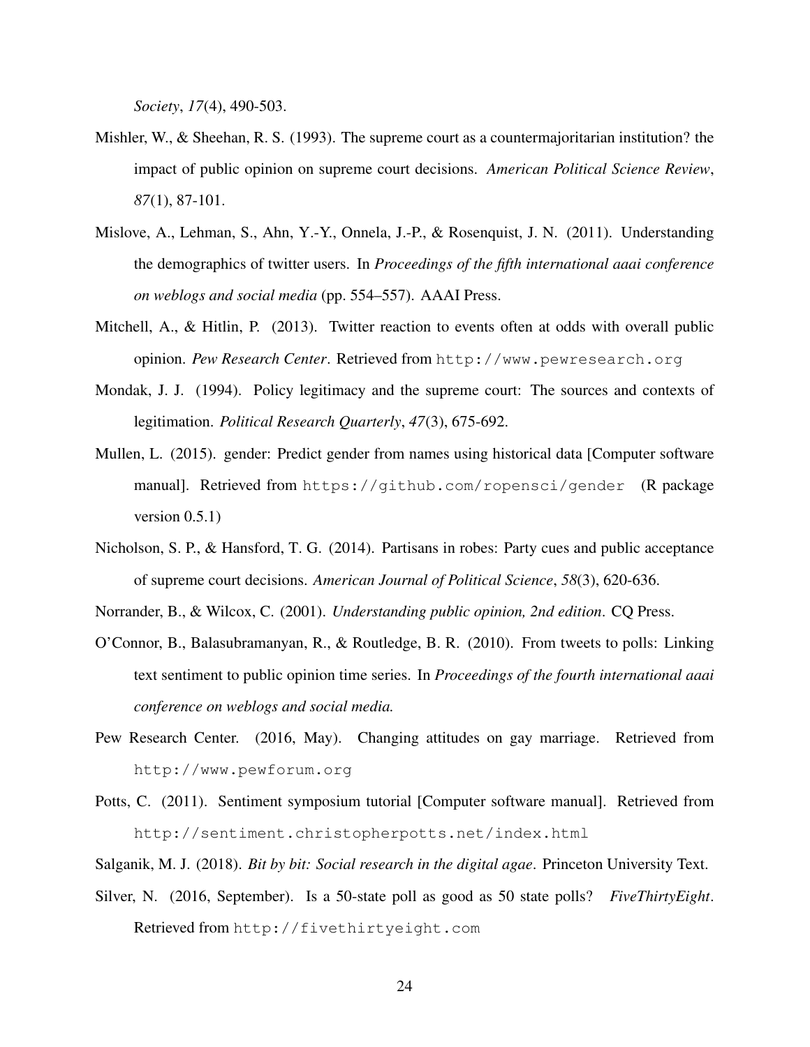*Society*, *17*(4), 490-503.

Mishler, W., & Sheehan, R. S. (1993). The supreme court as a countermajoritarian institution? the impact of public opinion on supreme court decisions. *American Political Science Review*, *87*(1), 87-101.

Mislove, A., Lehman, S., Ahn, Y.-Y., Onnela, J.-P., & Rosenquist, J. N. (2011). Understanding the demographics of twitter users. In *Proceedings of the fifth international aaai conference on weblogs and social media* (pp. 554–557). AAAI Press.

Mitchell, A., & Hitlin, P. (2013). Twitter reaction to events often at odds with overall public opinion. *Pew Research Center*. Retrieved from http://www.pewresearch.org

Mondak, J. J. (1994). Policy legitimacy and the supreme court: The sources and contexts of legitimation. *Political Research Quarterly*, *47*(3), 675-692.

Mullen, L. (2015). gender: Predict gender from names using historical data [Computer software manual]. Retrieved from https://github.com/ropensci/gender (R package version 0.5.1)

Nicholson, S. P., & Hansford, T. G. (2014). Partisans in robes: Party cues and public acceptance of supreme court decisions. *American Journal of Political Science*, *58*(3), 620-636.

Norrander, B., & Wilcox, C. (2001). *Understanding public opinion, 2nd edition*. CQ Press.

O'Connor, B., Balasubramanyan, R., & Routledge, B. R. (2010). From tweets to polls: Linking text sentiment to public opinion time series. In *Proceedings of the fourth international aaai conference on weblogs and social media.*

Pew Research Center. (2016, May). Changing attitudes on gay marriage. Retrieved from http://www.pewforum.org

Potts, C. (2011). Sentiment symposium tutorial [Computer software manual]. Retrieved from http://sentiment.christopherpotts.net/index.html

Salganik, M. J. (2018). *Bit by bit: Social research in the digital agae*. Princeton University Text.

Silver, N. (2016, September). Is a 50-state poll as good as 50 state polls? *FiveThirtyEight*. Retrieved from http://fivethirtyeight.com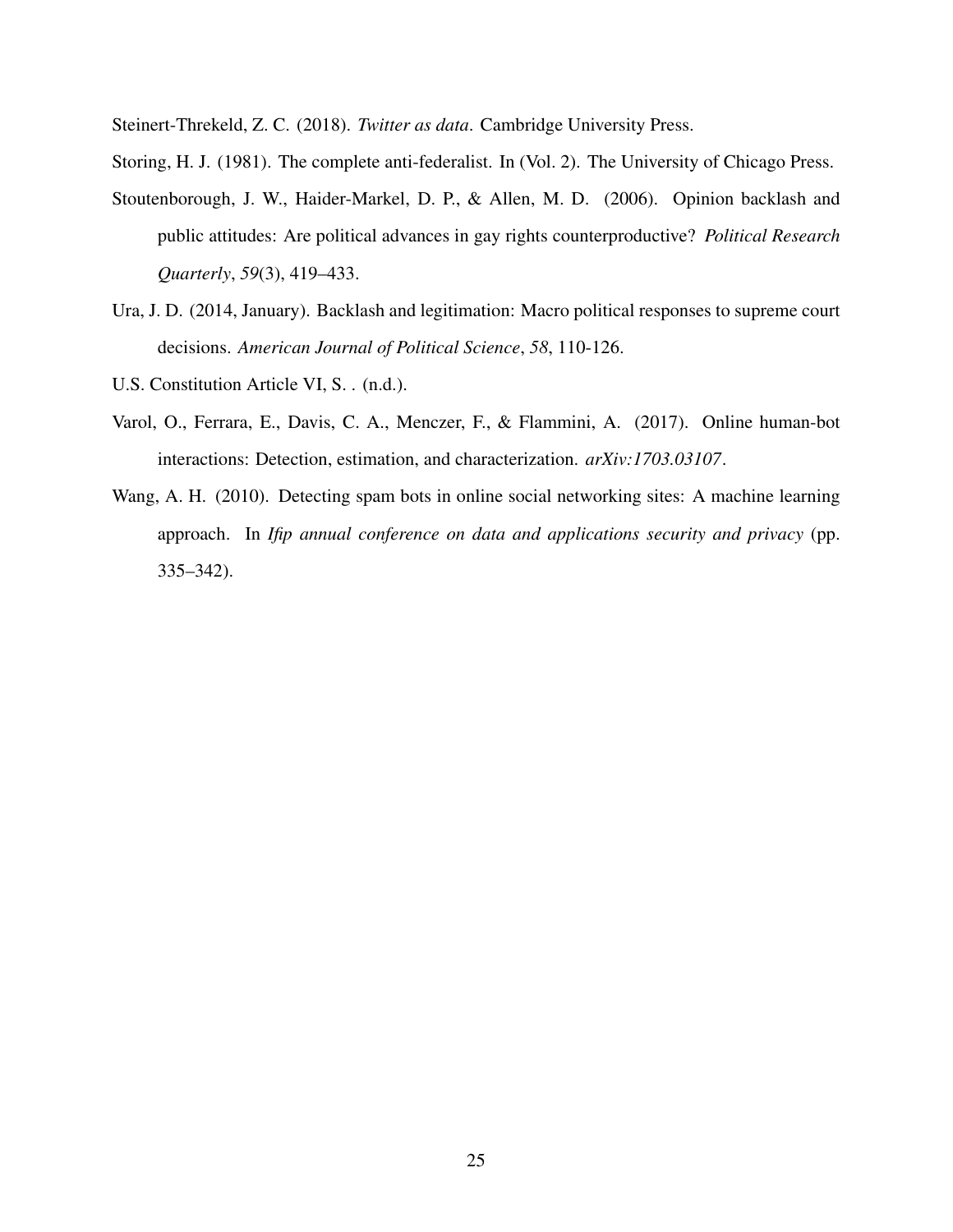Steinert-Threkeld, Z. C. (2018). *Twitter as data*. Cambridge University Press.

Storing, H. J. (1981). The complete anti-federalist. In (Vol. 2). The University of Chicago Press.

Stoutenborough, J. W., Haider-Markel, D. P., & Allen, M. D. (2006). Opinion backlash and public attitudes: Are political advances in gay rights counterproductive? *Political Research Quarterly*, *59*(3), 419–433.

Ura, J. D. (2014, January). Backlash and legitimation: Macro political responses to supreme court decisions. *American Journal of Political Science*, *58*, 110-126.

U.S. Constitution Article VI, S. . (n.d.).

Varol, O., Ferrara, E., Davis, C. A., Menczer, F., & Flammini, A. (2017). Online human-bot interactions: Detection, estimation, and characterization. *arXiv:1703.03107*.

Wang, A. H. (2010). Detecting spam bots in online social networking sites: A machine learning approach. In *Ifip annual conference on data and applications security and privacy* (pp. 335–342).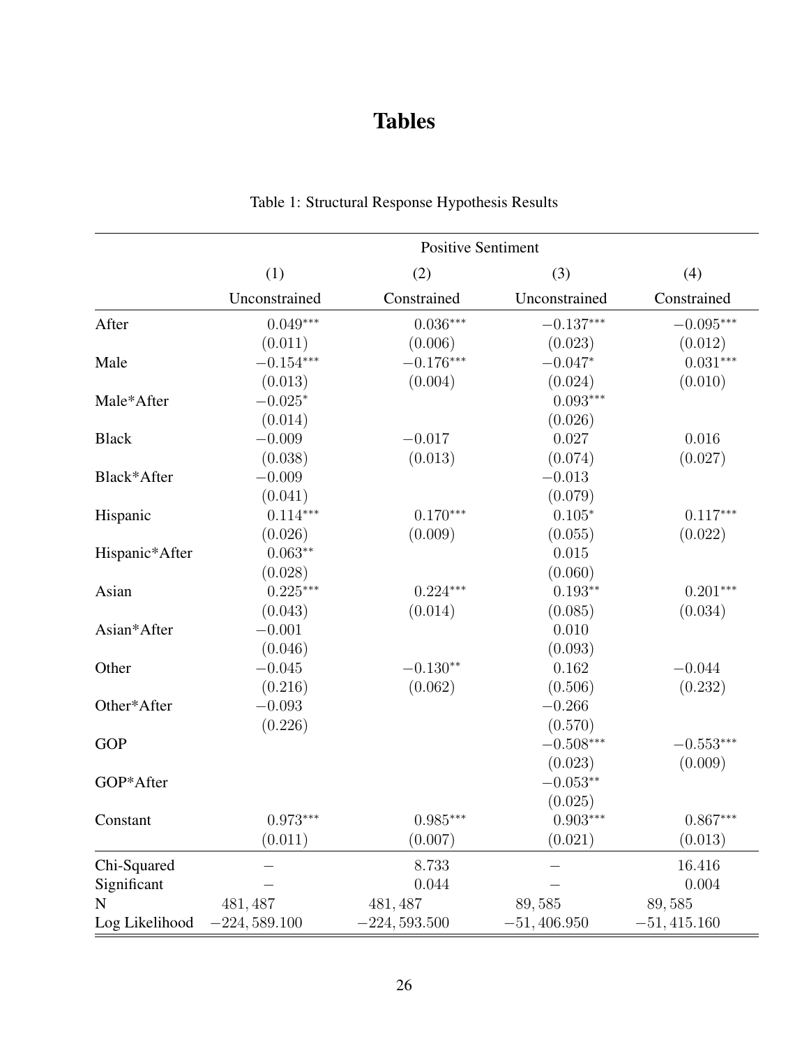# Tables

Table 1: Structural Response Hypothesis Results

| | Positive Sentiment | | | |
|---|---|---|---|---|
| | (1) | (2) | (3) | (4) |
| | Unconstrained | Constrained | Unconstrained | Constrained |
| After | $0.049^{***}$ | $0.036^{***}$ | $-0.137^{***}$ | $-0.095^{***}$ |
| | (0.011) | (0.006) | (0.023) | (0.012) |
| Male | $-0.154^{***}$ | $-0.176^{***}$ | $-0.047^{*}$ | $0.031^{***}$ |
| | (0.013) | (0.004) | (0.024) | (0.010) |
| Male*After | $-0.025^{*}$ | | $0.093^{***}$ | |
| | (0.014) | | (0.026) | |
| Black | $-0.009$ | $-0.017$ | $0.027$ | $0.016$ |
| | (0.038) | (0.013) | (0.074) | (0.027) |
| Black*After | $-0.009$ | | $-0.013$ | |
| | (0.041) | | (0.079) | |
| Hispanic | $0.114^{***}$ | $0.170^{***}$ | $0.105^{*}$ | $0.117^{***}$ |
| | (0.026) | (0.009) | (0.055) | (0.022) |
| Hispanic*After | $0.063^{**}$ | | $0.015$ | |
| | (0.028) | | (0.060) | |
| Asian | $0.225^{***}$ | $0.224^{***}$ | $0.193^{**}$ | $0.201^{***}$ |
| | (0.043) | (0.014) | (0.085) | (0.034) |
| Asian*After | $-0.001$ | | $0.010$ | |
| | (0.046) | | (0.093) | |
| Other | $-0.045$ | $-0.130^{**}$ | $0.162$ | $-0.044$ |
| | (0.216) | (0.062) | (0.506) | (0.232) |
| Other*After | $-0.093$ | | $-0.266$ | |
| | (0.226) | | (0.570) | |
| GOP | | | $-0.508^{***}$ | $-0.553^{***}$ |
| | | | (0.023) | (0.009) |
| GOP*After | | | $-0.053^{**}$ | |
| | | | (0.025) | |
| Constant | $0.973^{***}$ | $0.985^{***}$ | $0.903^{***}$ | $0.867^{***}$ |
| | (0.011) | (0.007) | (0.021) | (0.013) |
| Chi-Squared | – | 8.733 | – | 16.416 |
| Significant | – | 0.044 | – | 0.004 |
| N | 481,487 | 481,487 | 89,585 | 89,585 |
| Log Likelihood | $-224,589.100$ | $-224,593.500$ | $-51,406.950$ | $-51,415.160$ |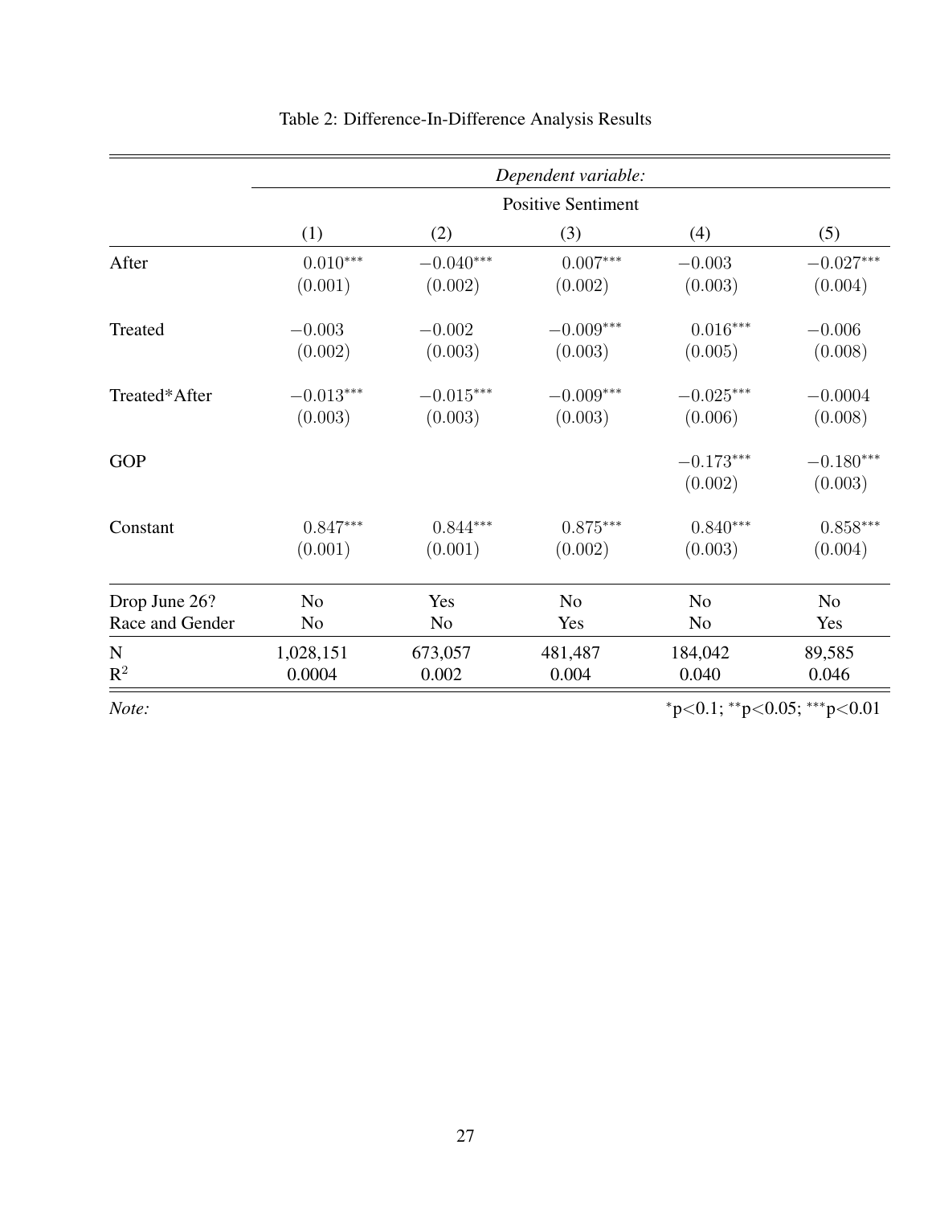Table 2: Difference-In-Difference Analysis Results

| | *Dependent variable:* | | | | |
|---|---|---|---|---|---|
| | Positive Sentiment | | | | |
| | (1) | (2) | (3) | (4) | (5) |
| After | $0.010^{***}$ | $-0.040^{***}$ | $0.007^{***}$ | $-0.003$ | $-0.027^{***}$ |
| | $(0.001)$ | $(0.002)$ | $(0.002)$ | $(0.003)$ | $(0.004)$ |
| Treated | $-0.003$ | $-0.002$ | $-0.009^{***}$ | $0.016^{***}$ | $-0.006$ |
| | $(0.002)$ | $(0.003)$ | $(0.003)$ | $(0.005)$ | $(0.008)$ |
| Treated*After | $-0.013^{***}$ | $-0.015^{***}$ | $-0.009^{***}$ | $-0.025^{***}$ | $-0.0004$ |
| | $(0.003)$ | $(0.003)$ | $(0.003)$ | $(0.006)$ | $(0.008)$ |
| GOP | | | | $-0.173^{***}$ | $-0.180^{***}$ |
| | | | | $(0.002)$ | $(0.003)$ |
| Constant | $0.847^{***}$ | $0.844^{***}$ | $0.875^{***}$ | $0.840^{***}$ | $0.858^{***}$ |
| | $(0.001)$ | $(0.001)$ | $(0.002)$ | $(0.003)$ | $(0.004)$ |
| Drop June 26? | No | Yes | No | No | No |
| Race and Gender | No | No | Yes | No | Yes |
| N | 1,028,151 | 673,057 | 481,487 | 184,042 | 89,585 |
| $R^2$ | 0.0004 | 0.002 | 0.004 | 0.040 | 0.046 |

*Note:* $^{*}p<0.1$; $^{**}p<0.05$; $^{***}p<0.01$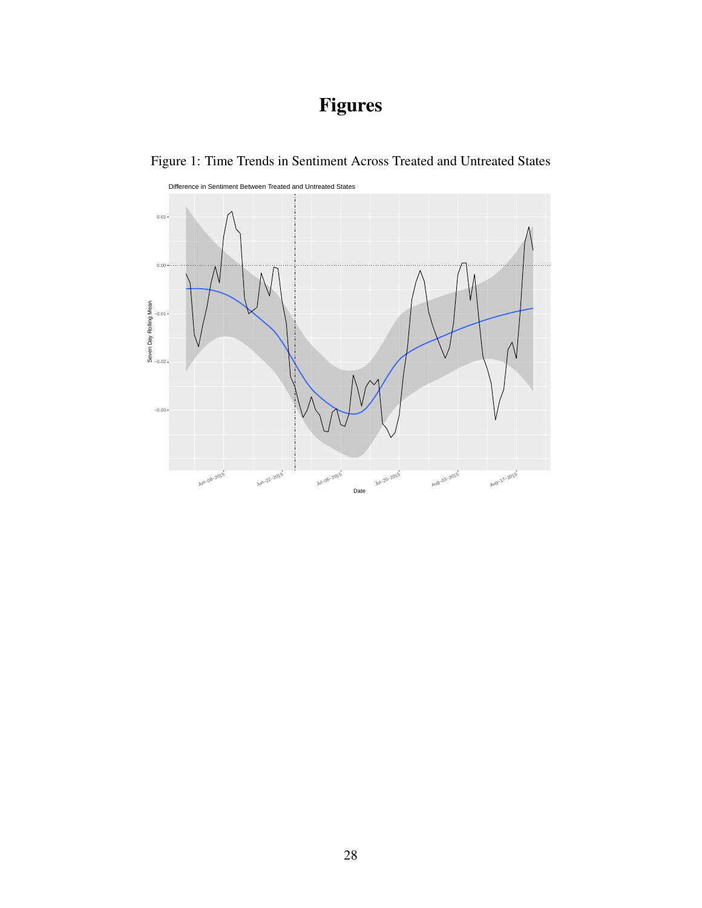# Figures

Figure 1: Time Trends in Sentiment Across Treated and Untreated States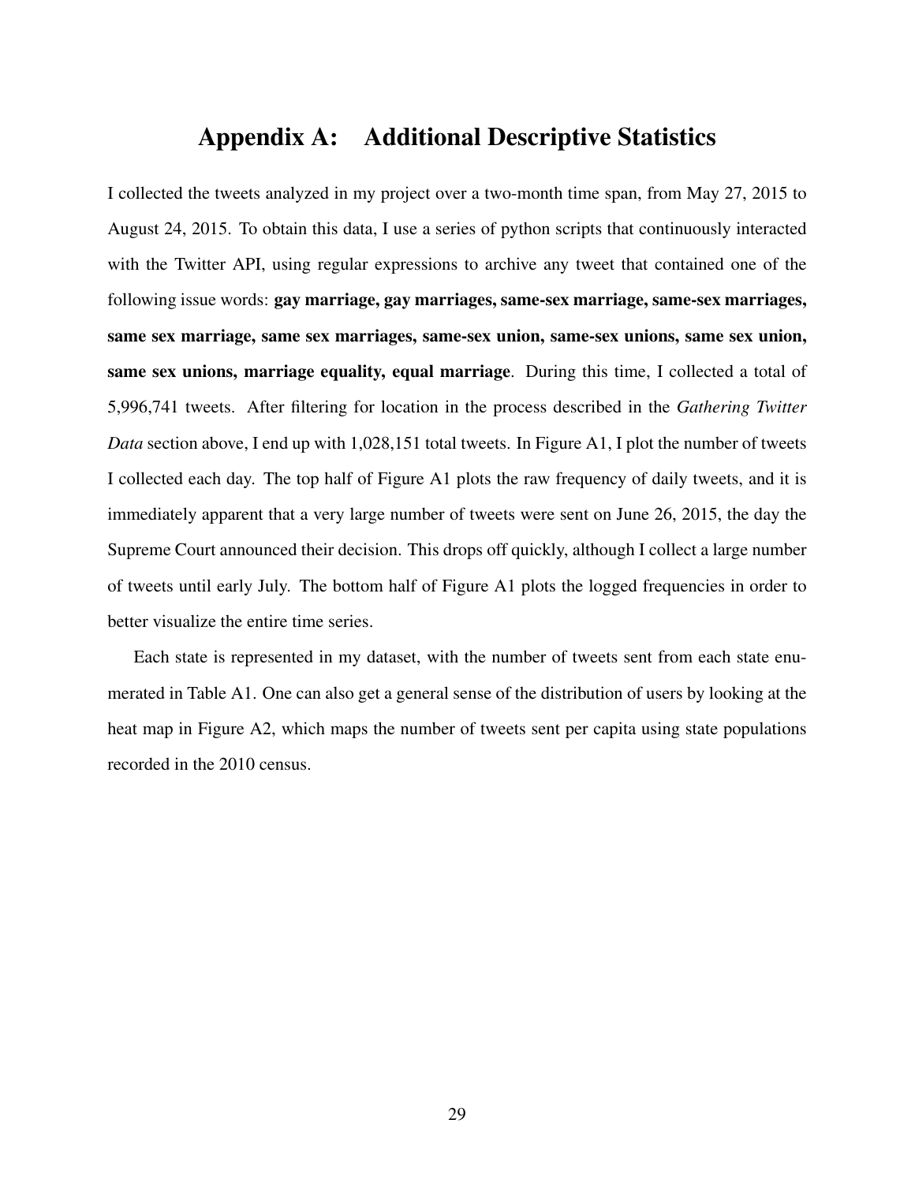# Appendix A: Additional Descriptive Statistics

I collected the tweets analyzed in my project over a two-month time span, from May 27, 2015 to August 24, 2015. To obtain this data, I use a series of python scripts that continuously interacted with the Twitter API, using regular expressions to archive any tweet that contained one of the following issue words: **gay marriage, gay marriages, same-sex marriage, same-sex marriages, same sex marriage, same sex marriages, same-sex union, same-sex unions, same sex union, same sex unions, marriage equality, equal marriage**. During this time, I collected a total of 5,996,741 tweets. After filtering for location in the process described in the *Gathering Twitter Data* section above, I end up with 1,028,151 total tweets. In Figure A1, I plot the number of tweets I collected each day. The top half of Figure A1 plots the raw frequency of daily tweets, and it is immediately apparent that a very large number of tweets were sent on June 26, 2015, the day the Supreme Court announced their decision. This drops off quickly, although I collect a large number of tweets until early July. The bottom half of Figure A1 plots the logged frequencies in order to better visualize the entire time series.

Each state is represented in my dataset, with the number of tweets sent from each state enumerated in Table A1. One can also get a general sense of the distribution of users by looking at the heat map in Figure A2, which maps the number of tweets sent per capita using state populations recorded in the 2010 census.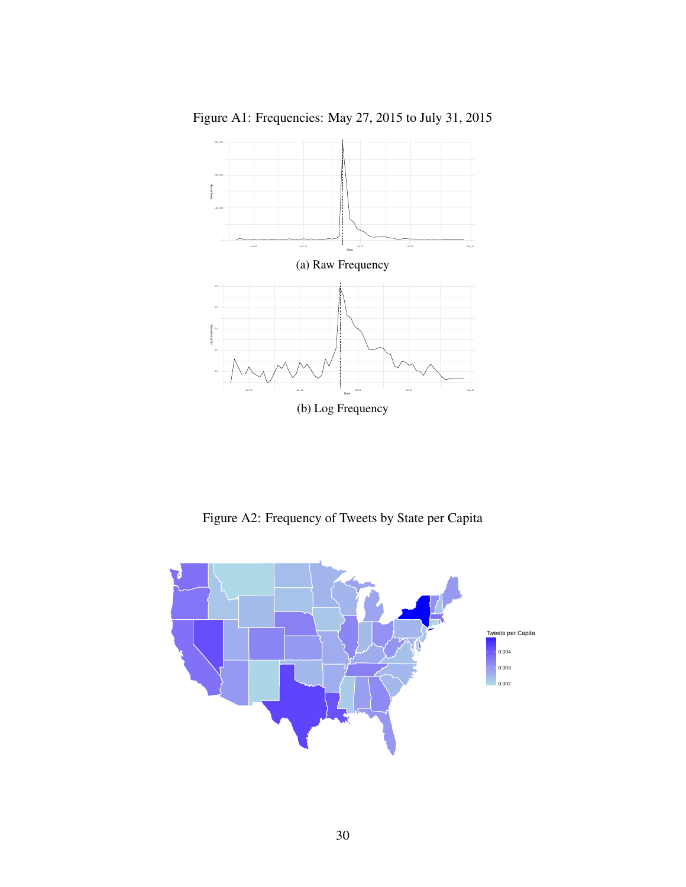Figure A1: Frequencies: May 27, 2015 to July 31, 2015

(a) Raw Frequency

(b) Log Frequency

Figure A2: Frequency of Tweets by State per Capita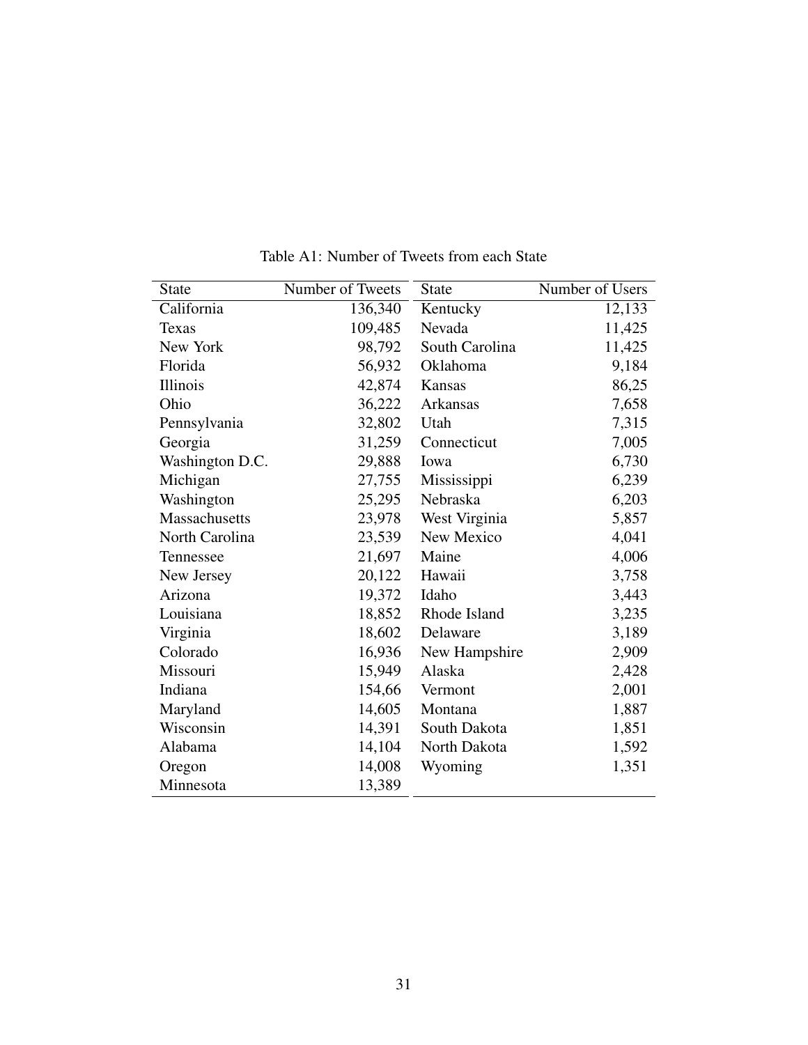Table A1: Number of Tweets from each State

| State | Number of Tweets | State | Number of Users |
|---|---:|---|---:|
| California | 136,340 | Kentucky | 12,133 |
| Texas | 109,485 | Nevada | 11,425 |
| New York | 98,792 | South Carolina | 11,425 |
| Florida | 56,932 | Oklahoma | 9,184 |
| Illinois | 42,874 | Kansas | 86,25 |
| Ohio | 36,222 | Arkansas | 7,658 |
| Pennsylvania | 32,802 | Utah | 7,315 |
| Georgia | 31,259 | Connecticut | 7,005 |
| Washington D.C. | 29,888 | Iowa | 6,730 |
| Michigan | 27,755 | Mississippi | 6,239 |
| Washington | 25,295 | Nebraska | 6,203 |
| Massachusetts | 23,978 | West Virginia | 5,857 |
| North Carolina | 23,539 | New Mexico | 4,041 |
| Tennessee | 21,697 | Maine | 4,006 |
| New Jersey | 20,122 | Hawaii | 3,758 |
| Arizona | 19,372 | Idaho | 3,443 |
| Louisiana | 18,852 | Rhode Island | 3,235 |
| Virginia | 18,602 | Delaware | 3,189 |
| Colorado | 16,936 | New Hampshire | 2,909 |
| Missouri | 15,949 | Alaska | 2,428 |
| Indiana | 154,66 | Vermont | 2,001 |
| Maryland | 14,605 | Montana | 1,887 |
| Wisconsin | 14,391 | South Dakota | 1,851 |
| Alabama | 14,104 | North Dakota | 1,592 |
| Oregon | 14,008 | Wyoming | 1,351 |
| Minnesota | 13,389 | | |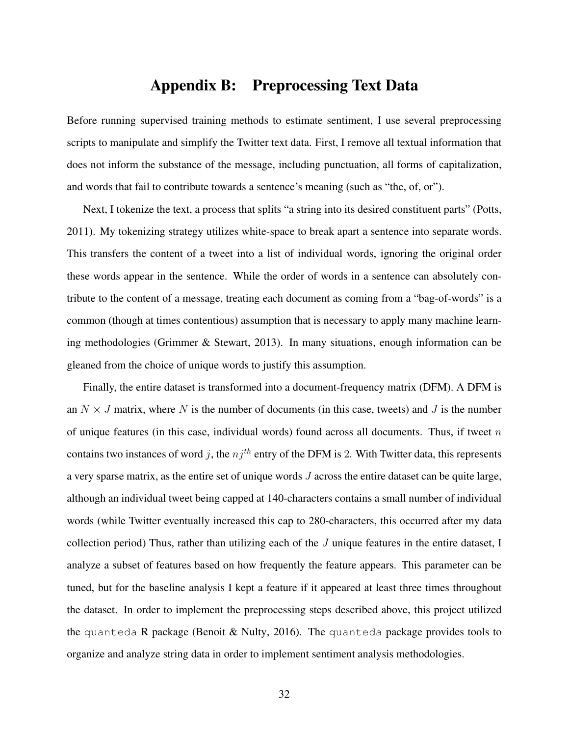# Appendix B: Preprocessing Text Data

Before running supervised training methods to estimate sentiment, I use several preprocessing scripts to manipulate and simplify the Twitter text data. First, I remove all textual information that does not inform the substance of the message, including punctuation, all forms of capitalization, and words that fail to contribute towards a sentence's meaning (such as "the, of, or").

Next, I tokenize the text, a process that splits "a string into its desired constituent parts" (Potts, 2011). My tokenizing strategy utilizes white-space to break apart a sentence into separate words. This transfers the content of a tweet into a list of individual words, ignoring the original order these words appear in the sentence. While the order of words in a sentence can absolutely contribute to the content of a message, treating each document as coming from a "bag-of-words" is a common (though at times contentious) assumption that is necessary to apply many machine learning methodologies (Grimmer & Stewart, 2013). In many situations, enough information can be gleaned from the choice of unique words to justify this assumption.

Finally, the entire dataset is transformed into a document-frequency matrix (DFM). A DFM is an $N \times J$ matrix, where $N$ is the number of documents (in this case, tweets) and $J$ is the number of unique features (in this case, individual words) found across all documents. Thus, if tweet $n$ contains two instances of word $j$, the $nj^{th}$ entry of the DFM is 2. With Twitter data, this represents a very sparse matrix, as the entire set of unique words $J$ across the entire dataset can be quite large, although an individual tweet being capped at 140-characters contains a small number of individual words (while Twitter eventually increased this cap to 280-characters, this occurred after my data collection period) Thus, rather than utilizing each of the $J$ unique features in the entire dataset, I analyze a subset of features based on how frequently the feature appears. This parameter can be tuned, but for the baseline analysis I kept a feature if it appeared at least three times throughout the dataset. In order to implement the preprocessing steps described above, this project utilized the `quanteda` R package (Benoit & Nulty, 2016). The `quanteda` package provides tools to organize and analyze string data in order to implement sentiment analysis methodologies.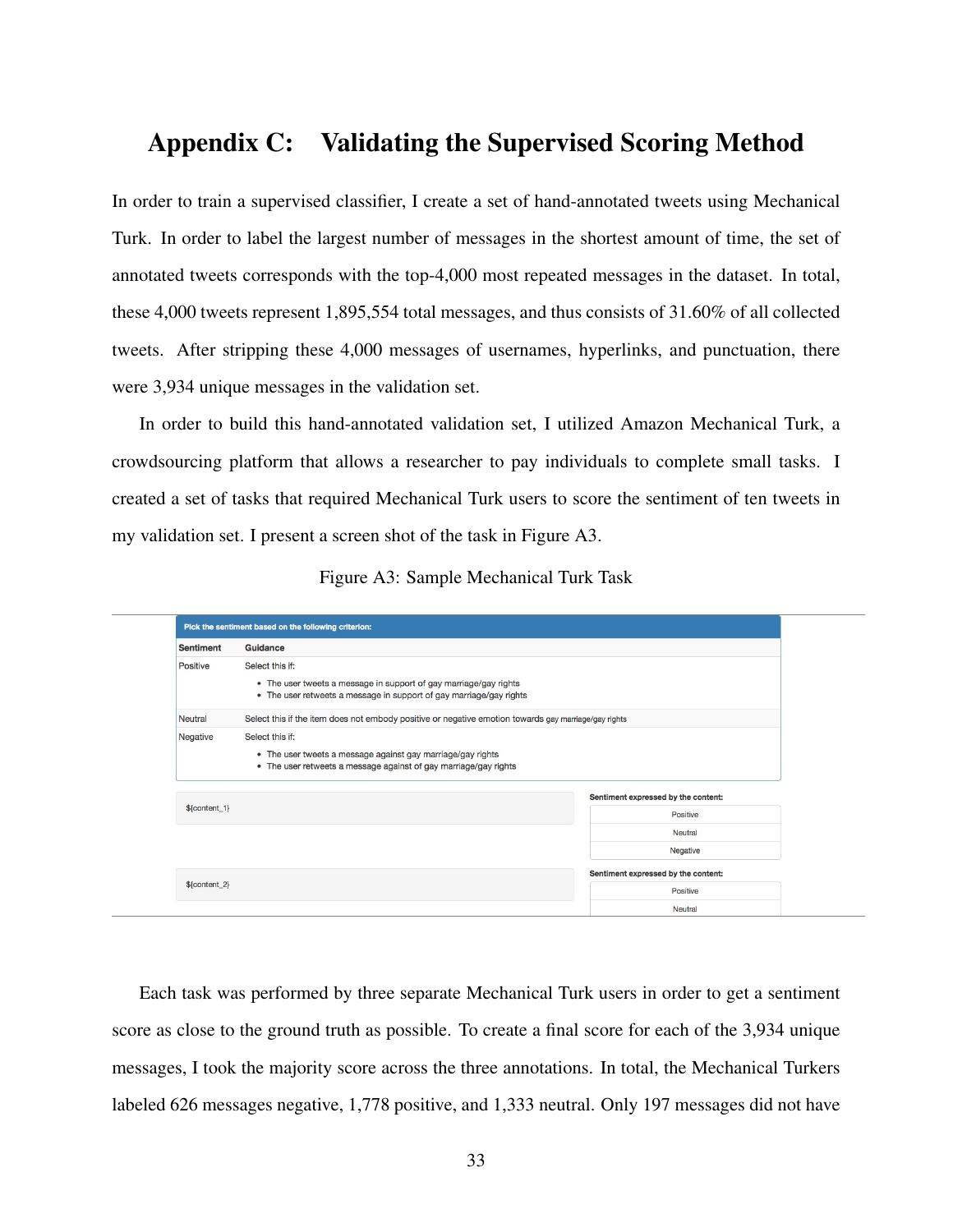# Appendix C: Validating the Supervised Scoring Method

In order to train a supervised classifier, I create a set of hand-annotated tweets using Mechanical Turk. In order to label the largest number of messages in the shortest amount of time, the set of annotated tweets corresponds with the top-4,000 most repeated messages in the dataset. In total, these 4,000 tweets represent 1,895,554 total messages, and thus consists of 31.60% of all collected tweets. After stripping these 4,000 messages of usernames, hyperlinks, and punctuation, there were 3,934 unique messages in the validation set.

In order to build this hand-annotated validation set, I utilized Amazon Mechanical Turk, a crowdsourcing platform that allows a researcher to pay individuals to complete small tasks. I created a set of tasks that required Mechanical Turk users to score the sentiment of ten tweets in my validation set. I present a screen shot of the task in Figure A3.

Figure A3: Sample Mechanical Turk Task

**Pick the sentiment based on the following criterion:**

| Sentiment | Guidance |
|---|---|
| Positive | Select this if: <br> • The user tweets a message in support of gay marriage/gay rights <br> • The user retweets a message in support of gay marriage/gay rights |
| Neutral | Select this if the item does not embody positive or negative emotion towards gay marriage/gay rights |
| Negative | Select this if: <br> • The user tweets a message against gay marriage/gay rights <br> • The user retweets a message against of gay marriage/gay rights |

${content_1}

Sentiment expressed by the content:
- Positive
- Neutral
- Negative

${content_2}

Sentiment expressed by the content:
- Positive
- Neutral

Each task was performed by three separate Mechanical Turk users in order to get a sentiment score as close to the ground truth as possible. To create a final score for each of the 3,934 unique messages, I took the majority score across the three annotations. In total, the Mechanical Turkers labeled 626 messages negative, 1,778 positive, and 1,333 neutral. Only 197 messages did not have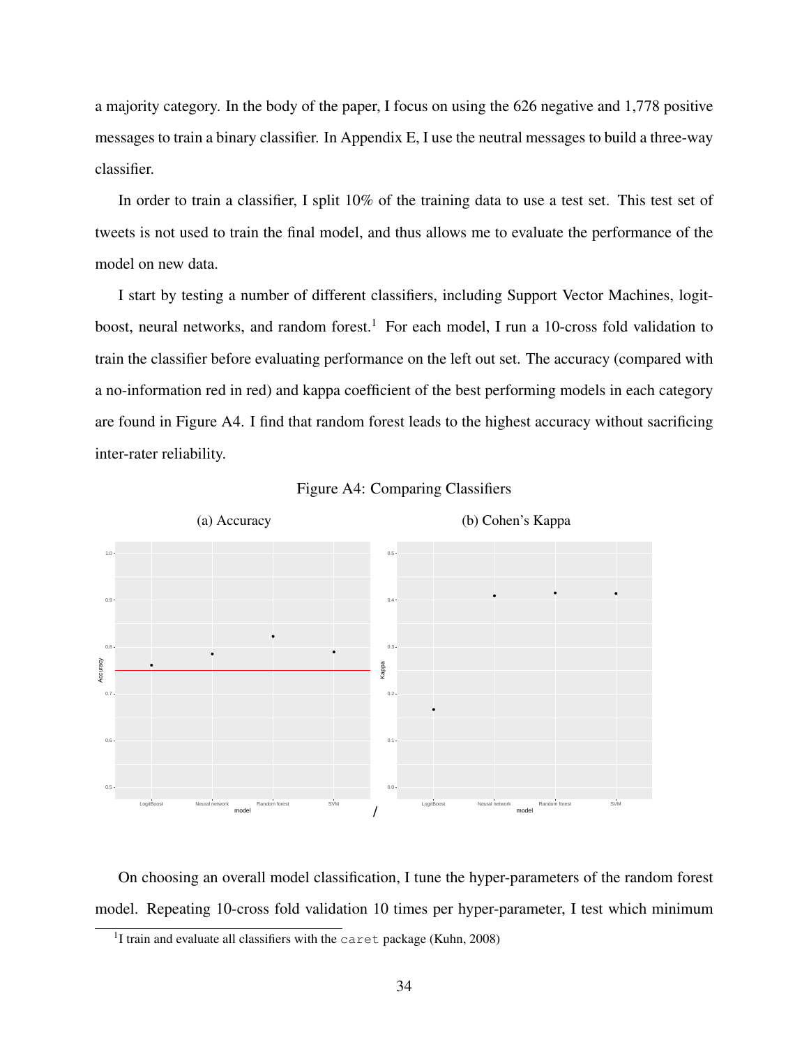a majority category. In the body of the paper, I focus on using the 626 negative and 1,778 positive messages to train a binary classifier. In Appendix E, I use the neutral messages to build a three-way classifier.

In order to train a classifier, I split 10% of the training data to use a test set. This test set of tweets is not used to train the final model, and thus allows me to evaluate the performance of the model on new data.

I start by testing a number of different classifiers, including Support Vector Machines, logitboost, neural networks, and random forest.[1] For each model, I run a 10-cross fold validation to train the classifier before evaluating performance on the left out set. The accuracy (compared with a no-information red in red) and kappa coefficient of the best performing models in each category are found in Figure A4. I find that random forest leads to the highest accuracy without sacrificing inter-rater reliability.

Figure A4: Comparing Classifiers

(a) Accuracy

(b) Cohen's Kappa

On choosing an overall model classification, I tune the hyper-parameters of the random forest model. Repeating 10-cross fold validation 10 times per hyper-parameter, I test which minimum

[1] I train and evaluate all classifiers with the `caret` package (Kuhn, 2008)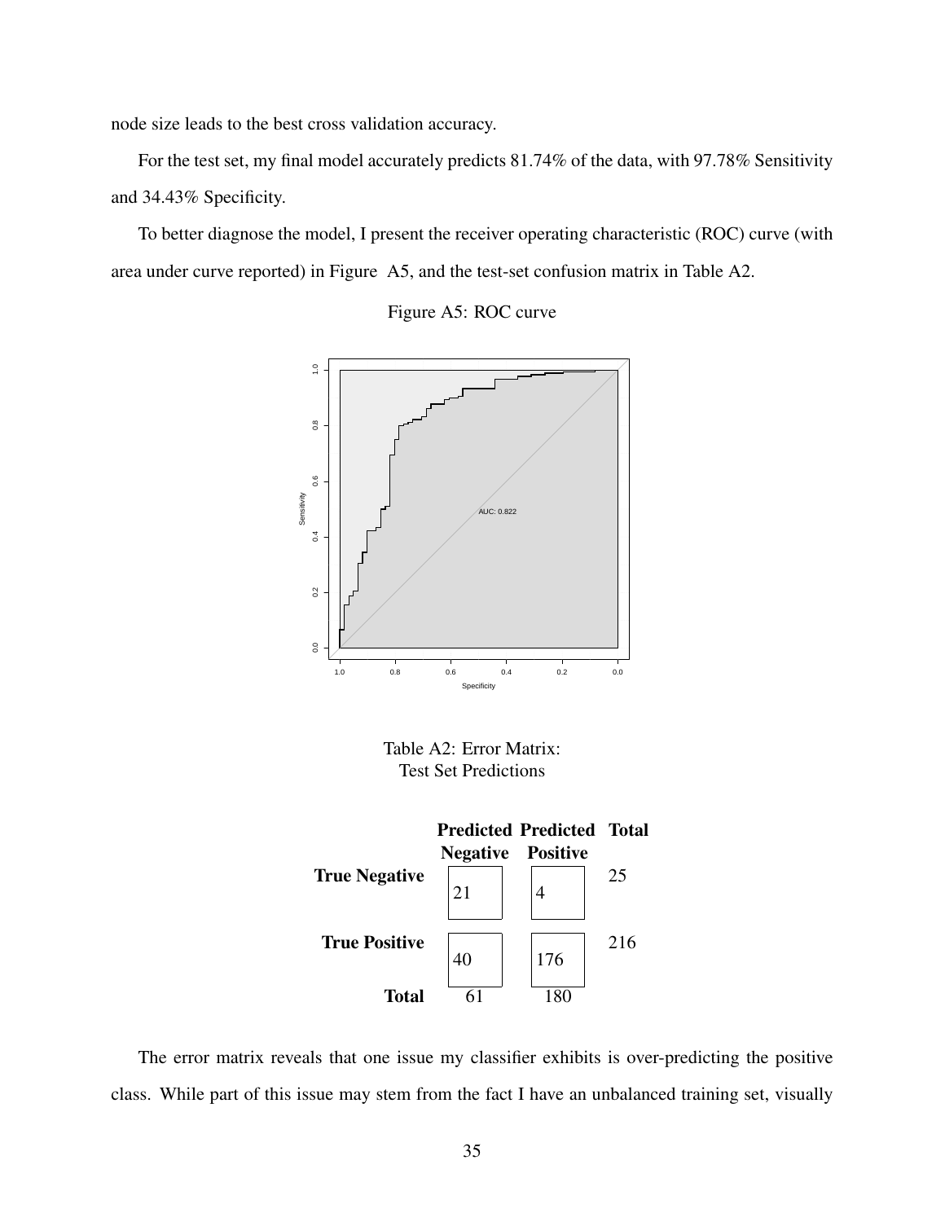node size leads to the best cross validation accuracy.

For the test set, my final model accurately predicts 81.74% of the data, with 97.78% Sensitivity and 34.43% Specificity.

To better diagnose the model, I present the receiver operating characteristic (ROC) curve (with area under curve reported) in Figure A5, and the test-set confusion matrix in Table A2.

Figure A5: ROC curve

Table A2: Error Matrix: Test Set Predictions

| | Predicted Negative | Predicted Positive | Total |
|---|---|---|---|
| **True Negative** | 21 | 4 | 25 |
| **True Positive** | 40 | 176 | 216 |
| **Total** | 61 | 180 | |

The error matrix reveals that one issue my classifier exhibits is over-predicting the positive class. While part of this issue may stem from the fact I have an unbalanced training set, visually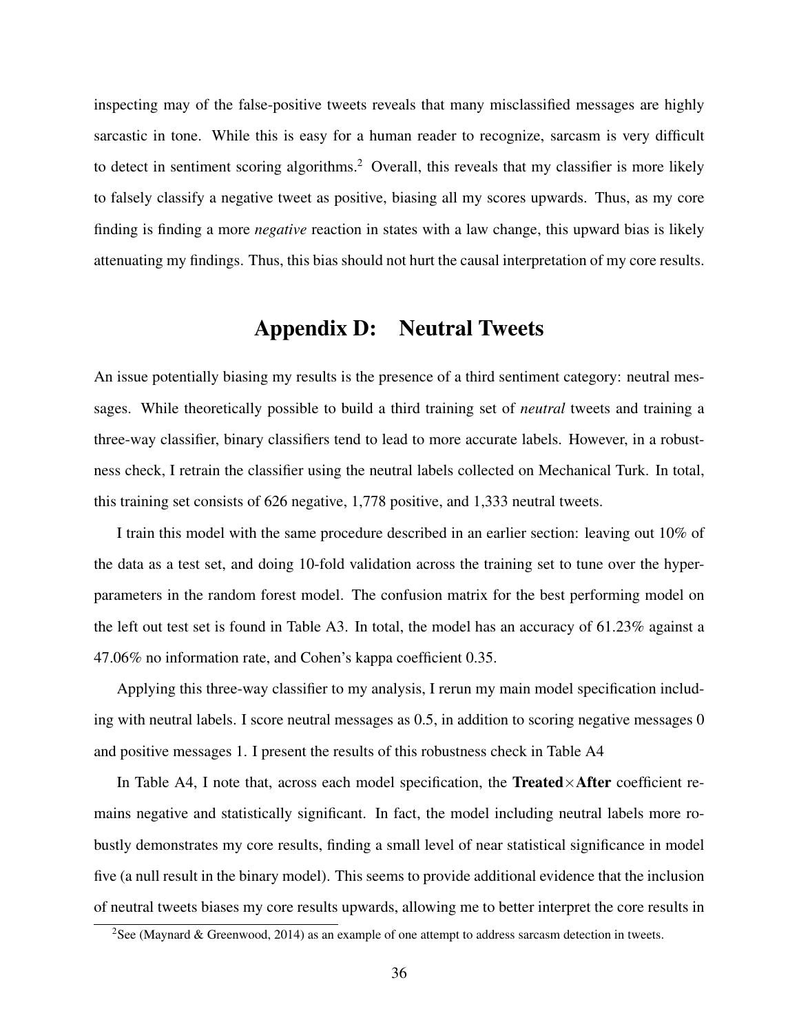inspecting may of the false-positive tweets reveals that many misclassified messages are highly sarcastic in tone. While this is easy for a human reader to recognize, sarcasm is very difficult to detect in sentiment scoring algorithms.[2] Overall, this reveals that my classifier is more likely to falsely classify a negative tweet as positive, biasing all my scores upwards. Thus, as my core finding is finding a more *negative* reaction in states with a law change, this upward bias is likely attenuating my findings. Thus, this bias should not hurt the causal interpretation of my core results.

# Appendix D: Neutral Tweets

An issue potentially biasing my results is the presence of a third sentiment category: neutral messages. While theoretically possible to build a third training set of *neutral* tweets and training a three-way classifier, binary classifiers tend to lead to more accurate labels. However, in a robustness check, I retrain the classifier using the neutral labels collected on Mechanical Turk. In total, this training set consists of 626 negative, 1,778 positive, and 1,333 neutral tweets.

I train this model with the same procedure described in an earlier section: leaving out 10% of the data as a test set, and doing 10-fold validation across the training set to tune over the hyperparameters in the random forest model. The confusion matrix for the best performing model on the left out test set is found in Table A3. In total, the model has an accuracy of 61.23% against a 47.06% no information rate, and Cohen's kappa coefficient 0.35.

Applying this three-way classifier to my analysis, I rerun my main model specification including with neutral labels. I score neutral messages as 0.5, in addition to scoring negative messages 0 and positive messages 1. I present the results of this robustness check in Table A4

In Table A4, I note that, across each model specification, the **Treated**×**After** coefficient remains negative and statistically significant. In fact, the model including neutral labels more robustly demonstrates my core results, finding a small level of near statistical significance in model five (a null result in the binary model). This seems to provide additional evidence that the inclusion of neutral tweets biases my core results upwards, allowing me to better interpret the core results in

[2] See (Maynard & Greenwood, 2014) as an example of one attempt to address sarcasm detection in tweets.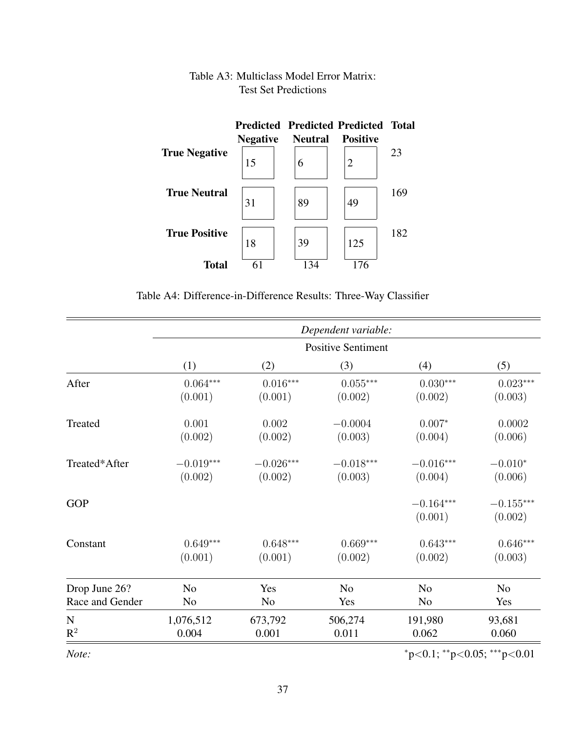Table A3: Multiclass Model Error Matrix: Test Set Predictions

| | Predicted Negative | Predicted Neutral | Predicted Positive | Total |
|---|---|---|---|---|
| **True Negative** | 15 | 6 | 2 | 23 |
| **True Neutral** | 31 | 89 | 49 | 169 |
| **True Positive** | 18 | 39 | 125 | 182 |
| **Total** | 61 | 134 | 176 | |

Table A4: Difference-in-Difference Results: Three-Way Classifier

| | *Dependent variable:* | | | | |
|---|---|---|---|---|---|
| | Positive Sentiment | | | | |
| | (1) | (2) | (3) | (4) | (5) |
| After | 0.064*** | 0.016*** | 0.055*** | 0.030*** | 0.023*** |
| | (0.001) | (0.001) | (0.002) | (0.002) | (0.003) |
| Treated | 0.001 | 0.002 | −0.0004 | 0.007* | 0.0002 |
| | (0.002) | (0.002) | (0.003) | (0.004) | (0.006) |
| Treated*After | −0.019*** | −0.026*** | −0.018*** | −0.016*** | −0.010* |
| | (0.002) | (0.002) | (0.003) | (0.004) | (0.006) |
| GOP | | | | −0.164*** | −0.155*** |
| | | | | (0.001) | (0.002) |
| Constant | 0.649*** | 0.648*** | 0.669*** | 0.643*** | 0.646*** |
| | (0.001) | (0.001) | (0.002) | (0.002) | (0.003) |
| Drop June 26? | No | Yes | No | No | No |
| Race and Gender | No | No | Yes | No | Yes |
| N | 1,076,512 | 673,792 | 506,274 | 191,980 | 93,681 |
| $R^2$ | 0.004 | 0.001 | 0.011 | 0.062 | 0.060 |

*Note:* *p<0.1; **p<0.05; ***p<0.01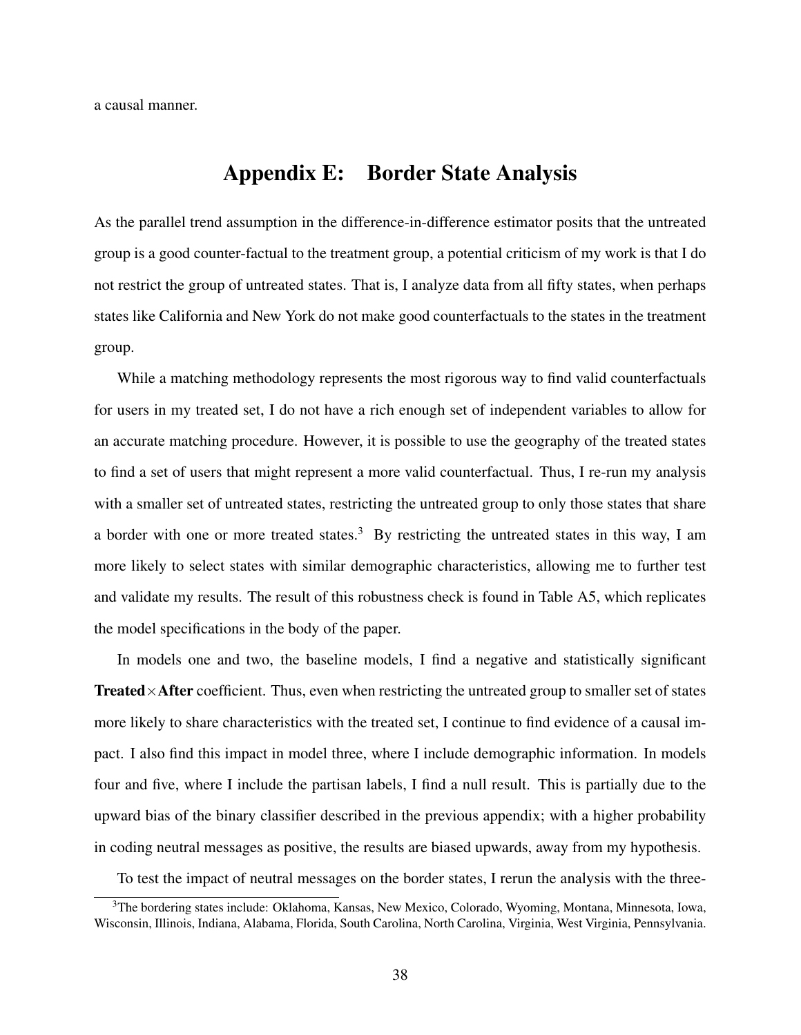a causal manner.

## Appendix E: Border State Analysis

As the parallel trend assumption in the difference-in-difference estimator posits that the untreated group is a good counter-factual to the treatment group, a potential criticism of my work is that I do not restrict the group of untreated states. That is, I analyze data from all fifty states, when perhaps states like California and New York do not make good counterfactuals to the states in the treatment group.

While a matching methodology represents the most rigorous way to find valid counterfactuals for users in my treated set, I do not have a rich enough set of independent variables to allow for an accurate matching procedure. However, it is possible to use the geography of the treated states to find a set of users that might represent a more valid counterfactual. Thus, I re-run my analysis with a smaller set of untreated states, restricting the untreated group to only those states that share a border with one or more treated states.[3] By restricting the untreated states in this way, I am more likely to select states with similar demographic characteristics, allowing me to further test and validate my results. The result of this robustness check is found in Table A5, which replicates the model specifications in the body of the paper.

In models one and two, the baseline models, I find a negative and statistically significant **Treated**×**After** coefficient. Thus, even when restricting the untreated group to smaller set of states more likely to share characteristics with the treated set, I continue to find evidence of a causal impact. I also find this impact in model three, where I include demographic information. In models four and five, where I include the partisan labels, I find a null result. This is partially due to the upward bias of the binary classifier described in the previous appendix; with a higher probability in coding neutral messages as positive, the results are biased upwards, away from my hypothesis.

To test the impact of neutral messages on the border states, I rerun the analysis with the three-

[3]The bordering states include: Oklahoma, Kansas, New Mexico, Colorado, Wyoming, Montana, Minnesota, Iowa, Wisconsin, Illinois, Indiana, Alabama, Florida, South Carolina, North Carolina, Virginia, West Virginia, Pennsylvania.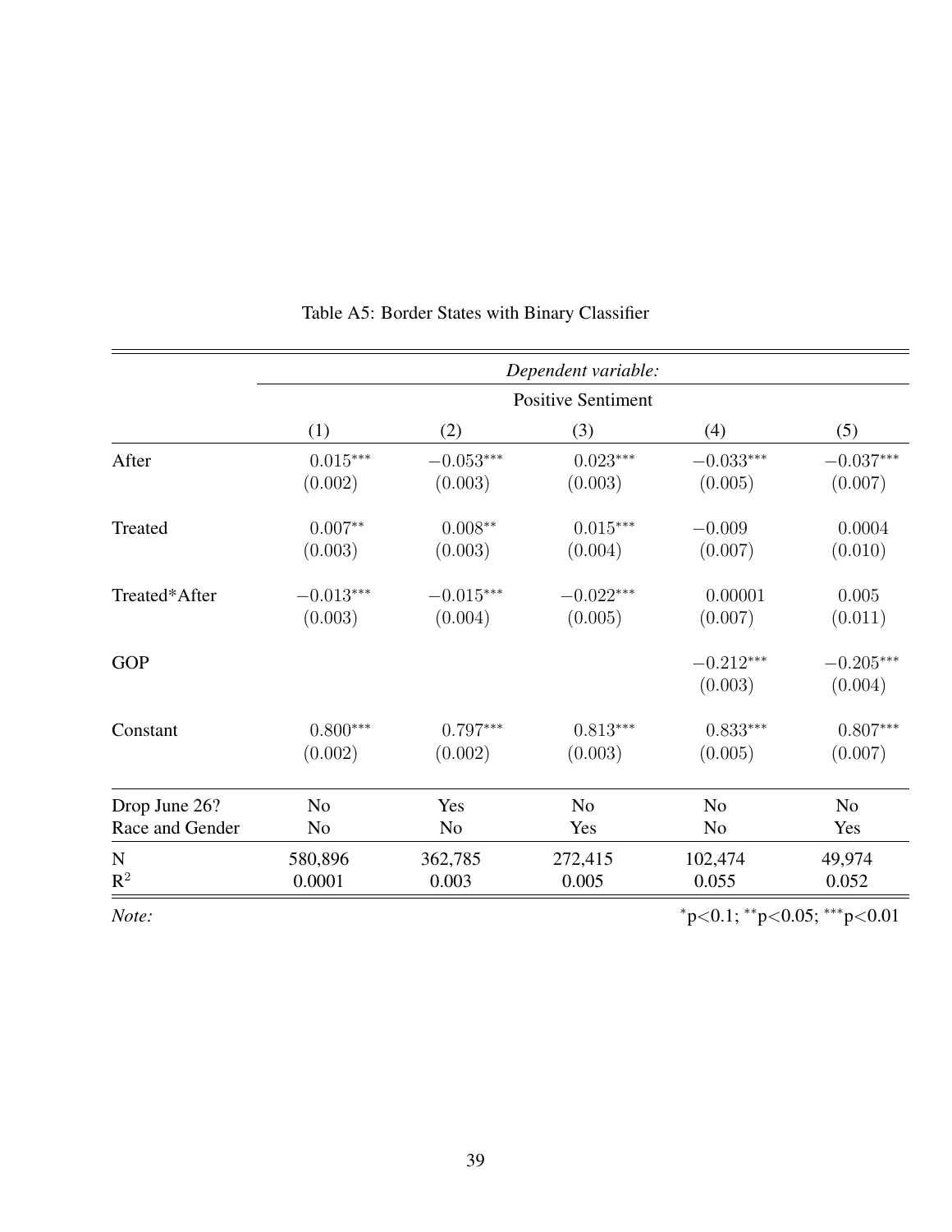Table A5: Border States with Binary Classifier

| | *Dependent variable:* | | | | |
|---|---|---|---|---|---|
| | Positive Sentiment | | | | |
| | (1) | (2) | (3) | (4) | (5) |
| After | $0.015^{***}$ | $-0.053^{***}$ | $0.023^{***}$ | $-0.033^{***}$ | $-0.037^{***}$ |
| | $(0.002)$ | $(0.003)$ | $(0.003)$ | $(0.005)$ | $(0.007)$ |
| Treated | $0.007^{**}$ | $0.008^{**}$ | $0.015^{***}$ | $-0.009$ | $0.0004$ |
| | $(0.003)$ | $(0.003)$ | $(0.004)$ | $(0.007)$ | $(0.010)$ |
| Treated*After | $-0.013^{***}$ | $-0.015^{***}$ | $-0.022^{***}$ | $0.00001$ | $0.005$ |
| | $(0.003)$ | $(0.004)$ | $(0.005)$ | $(0.007)$ | $(0.011)$ |
| GOP | | | | $-0.212^{***}$ | $-0.205^{***}$ |
| | | | | $(0.003)$ | $(0.004)$ |
| Constant | $0.800^{***}$ | $0.797^{***}$ | $0.813^{***}$ | $0.833^{***}$ | $0.807^{***}$ |
| | $(0.002)$ | $(0.002)$ | $(0.003)$ | $(0.005)$ | $(0.007)$ |
| Drop June 26? | No | Yes | No | No | No |
| Race and Gender | No | No | Yes | No | Yes |
| N | 580,896 | 362,785 | 272,415 | 102,474 | 49,974 |
| $R^2$ | 0.0001 | 0.003 | 0.005 | 0.055 | 0.052 |

*Note:* $^{*}p<0.1$; $^{**}p<0.05$; $^{***}p<0.01$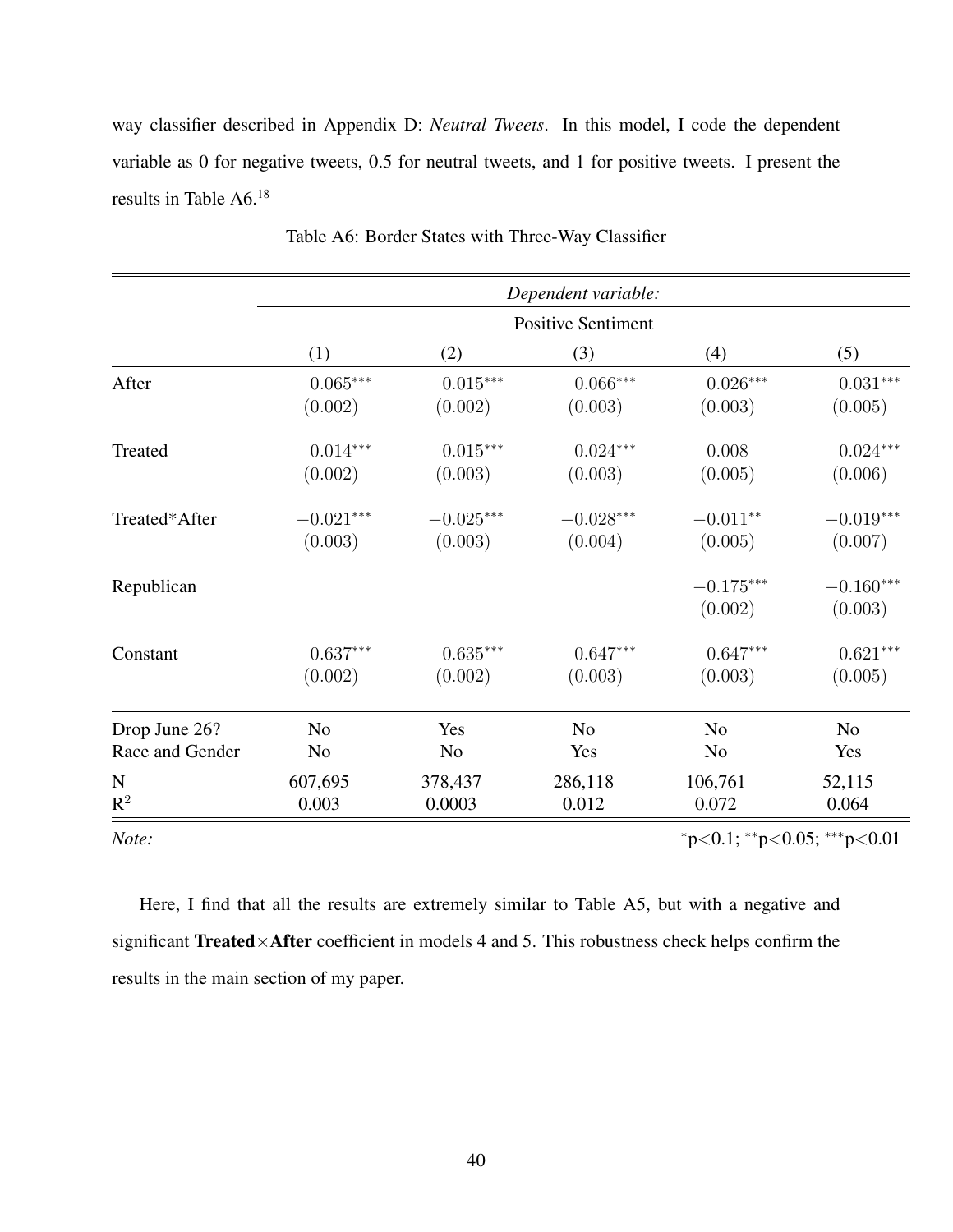way classifier described in Appendix D: *Neutral Tweets*. In this model, I code the dependent variable as 0 for negative tweets, 0.5 for neutral tweets, and 1 for positive tweets. I present the results in Table A6.[18]

Table A6: Border States with Three-Way Classifier

| | *Dependent variable:* | | | | |
|---|---|---|---|---|---|
| | Positive Sentiment | | | | |
| | (1) | (2) | (3) | (4) | (5) |
| After | $0.065^{***}$ | $0.015^{***}$ | $0.066^{***}$ | $0.026^{***}$ | $0.031^{***}$ |
| | (0.002) | (0.002) | (0.003) | (0.003) | (0.005) |
| Treated | $0.014^{***}$ | $0.015^{***}$ | $0.024^{***}$ | 0.008 | $0.024^{***}$ |
| | (0.002) | (0.003) | (0.003) | (0.005) | (0.006) |
| Treated*After | $-0.021^{***}$ | $-0.025^{***}$ | $-0.028^{***}$ | $-0.011^{**}$ | $-0.019^{***}$ |
| | (0.003) | (0.003) | (0.004) | (0.005) | (0.007) |
| Republican | | | | $-0.175^{***}$ | $-0.160^{***}$ |
| | | | | (0.002) | (0.003) |
| Constant | $0.637^{***}$ | $0.635^{***}$ | $0.647^{***}$ | $0.647^{***}$ | $0.621^{***}$ |
| | (0.002) | (0.002) | (0.003) | (0.003) | (0.005) |
| Drop June 26? | No | Yes | No | No | No |
| Race and Gender | No | No | Yes | No | Yes |
| N | 607,695 | 378,437 | 286,118 | 106,761 | 52,115 |
| $R^2$ | 0.003 | 0.0003 | 0.012 | 0.072 | 0.064 |

*Note:* $^{*}p<0.1$; $^{**}p<0.05$; $^{***}p<0.01$

Here, I find that all the results are extremely similar to Table A5, but with a negative and significant **Treated**×**After** coefficient in models 4 and 5. This robustness check helps confirm the results in the main section of my paper.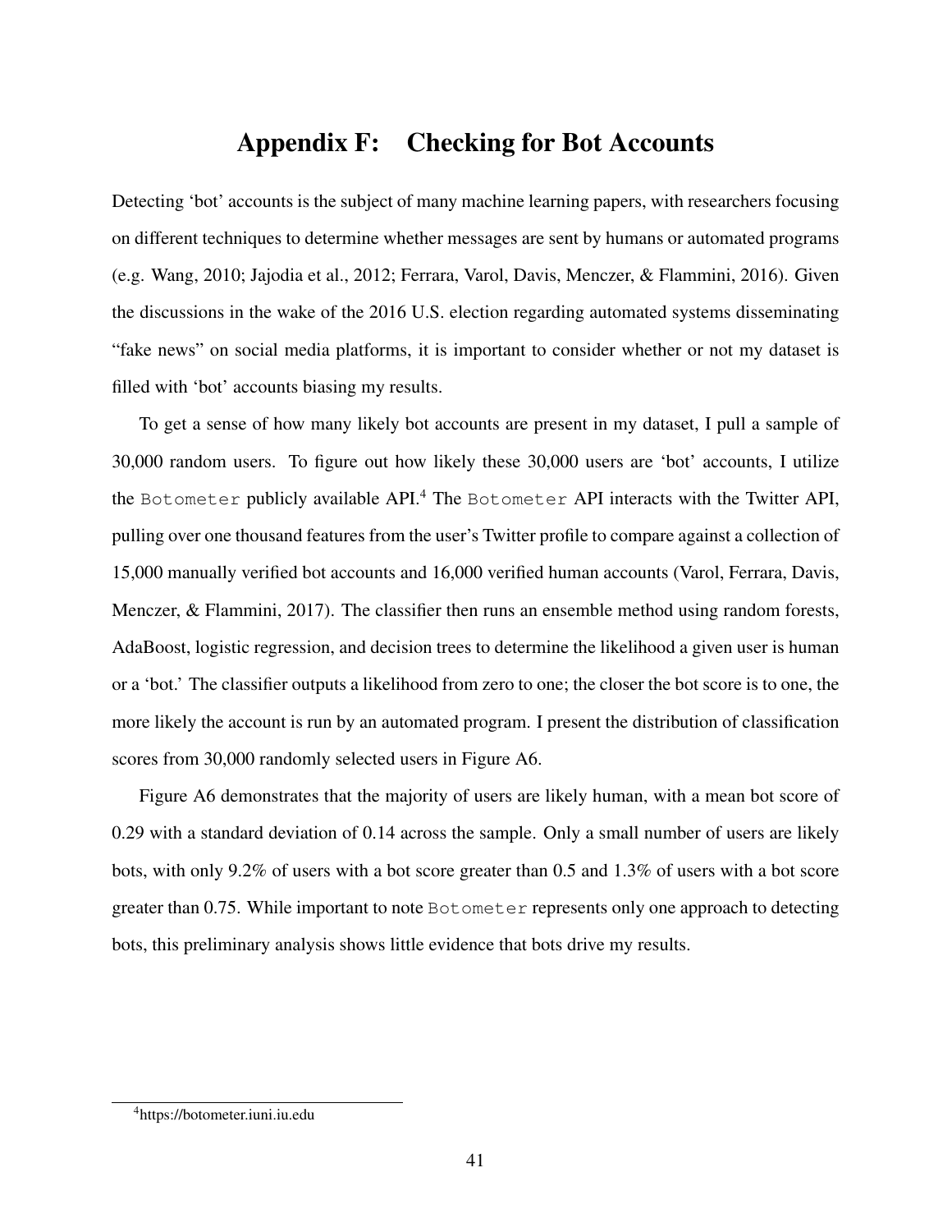# Appendix F: Checking for Bot Accounts

Detecting 'bot' accounts is the subject of many machine learning papers, with researchers focusing on different techniques to determine whether messages are sent by humans or automated programs (e.g. Wang, 2010; Jajodia et al., 2012; Ferrara, Varol, Davis, Menczer, & Flammini, 2016). Given the discussions in the wake of the 2016 U.S. election regarding automated systems disseminating "fake news" on social media platforms, it is important to consider whether or not my dataset is filled with 'bot' accounts biasing my results.

To get a sense of how many likely bot accounts are present in my dataset, I pull a sample of 30,000 random users. To figure out how likely these 30,000 users are 'bot' accounts, I utilize the `Botometer` publicly available API.[4] The `Botometer` API interacts with the Twitter API, pulling over one thousand features from the user's Twitter profile to compare against a collection of 15,000 manually verified bot accounts and 16,000 verified human accounts (Varol, Ferrara, Davis, Menczer, & Flammini, 2017). The classifier then runs an ensemble method using random forests, AdaBoost, logistic regression, and decision trees to determine the likelihood a given user is human or a 'bot.' The classifier outputs a likelihood from zero to one; the closer the bot score is to one, the more likely the account is run by an automated program. I present the distribution of classification scores from 30,000 randomly selected users in Figure A6.

Figure A6 demonstrates that the majority of users are likely human, with a mean bot score of 0.29 with a standard deviation of 0.14 across the sample. Only a small number of users are likely bots, with only 9.2% of users with a bot score greater than 0.5 and 1.3% of users with a bot score greater than 0.75. While important to note `Botometer` represents only one approach to detecting bots, this preliminary analysis shows little evidence that bots drive my results.

[4] https://botometer.iuni.iu.edu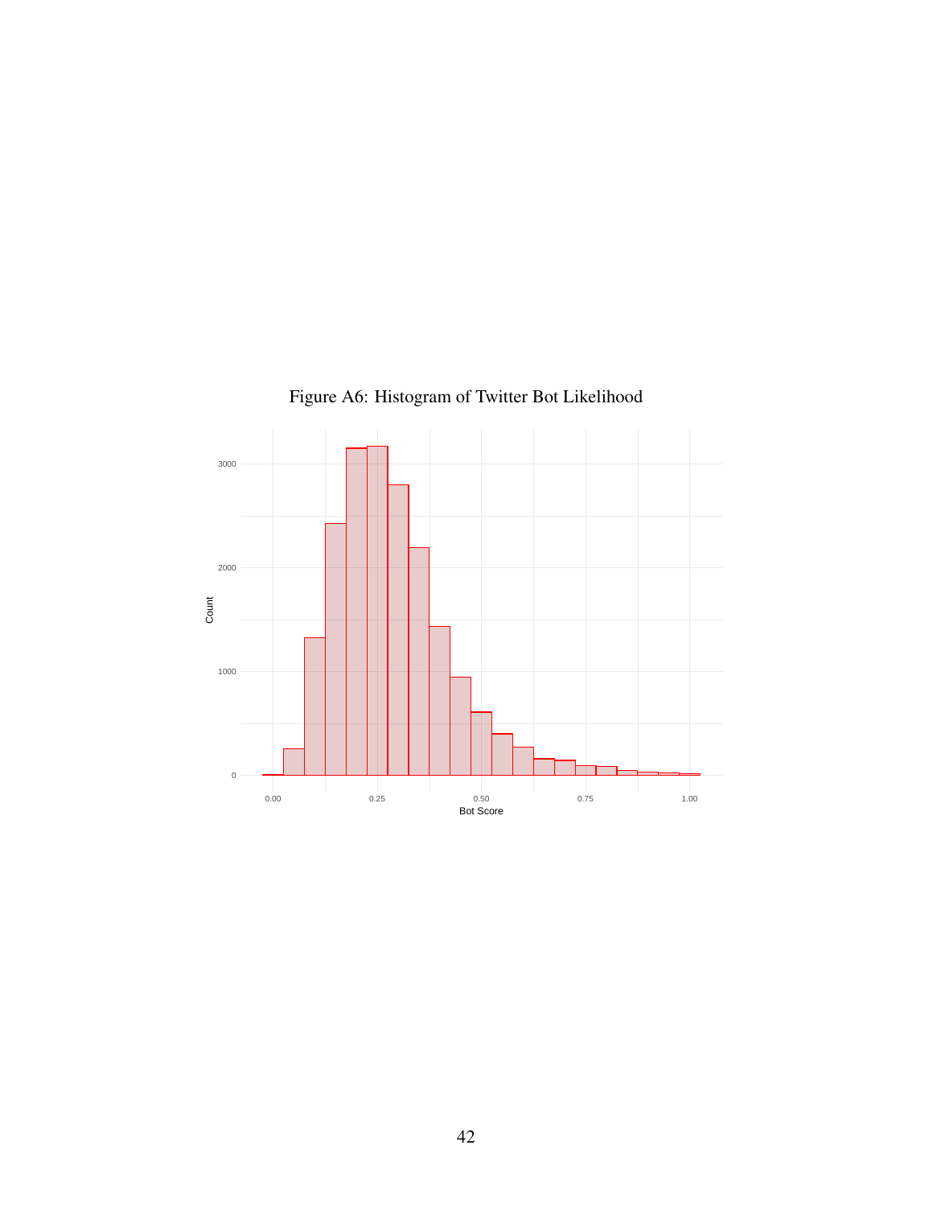Figure A6: Histogram of Twitter Bot Likelihood

Count

3000

2000

1000

0

0.00

0.25

0.50

0.75

1.00

Bot Score